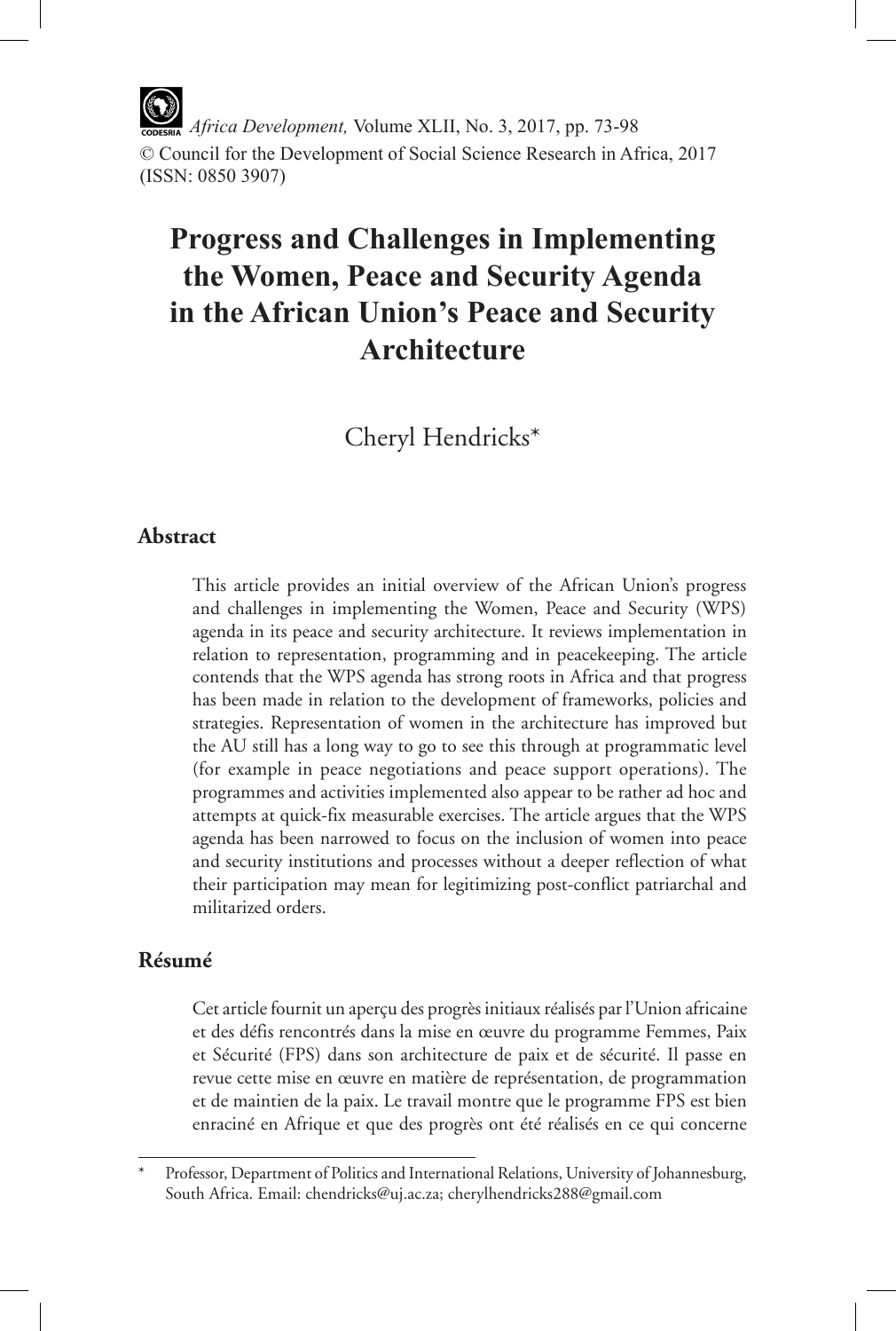*Africa Development,* Volume XLII, No. 3, 2017, pp. 73-98
© Council for the Development of Social Science Research in Africa, 2017
(ISSN: 0850 3907)

# Progress and Challenges in Implementing the Women, Peace and Security Agenda in the African Union's Peace and Security Architecture

Cheryl Hendricks*

## Abstract

This article provides an initial overview of the African Union's progress and challenges in implementing the Women, Peace and Security (WPS) agenda in its peace and security architecture. It reviews implementation in relation to representation, programming and in peacekeeping. The article contends that the WPS agenda has strong roots in Africa and that progress has been made in relation to the development of frameworks, policies and strategies. Representation of women in the architecture has improved but the AU still has a long way to go to see this through at programmatic level (for example in peace negotiations and peace support operations). The programmes and activities implemented also appear to be rather ad hoc and attempts at quick-fix measurable exercises. The article argues that the WPS agenda has been narrowed to focus on the inclusion of women into peace and security institutions and processes without a deeper reflection of what their participation may mean for legitimizing post-conflict patriarchal and militarized orders.

## Résumé

Cet article fournit un aperçu des progrès initiaux réalisés par l'Union africaine et des défis rencontrés dans la mise en œuvre du programme Femmes, Paix et Sécurité (FPS) dans son architecture de paix et de sécurité. Il passe en revue cette mise en œuvre en matière de représentation, de programmation et de maintien de la paix. Le travail montre que le programme FPS est bien enraciné en Afrique et que des progrès ont été réalisés en ce qui concerne

---

\* Professor, Department of Politics and International Relations, University of Johannesburg, South Africa. Email: chendricks@uj.ac.za; cherylhendricks288@gmail.com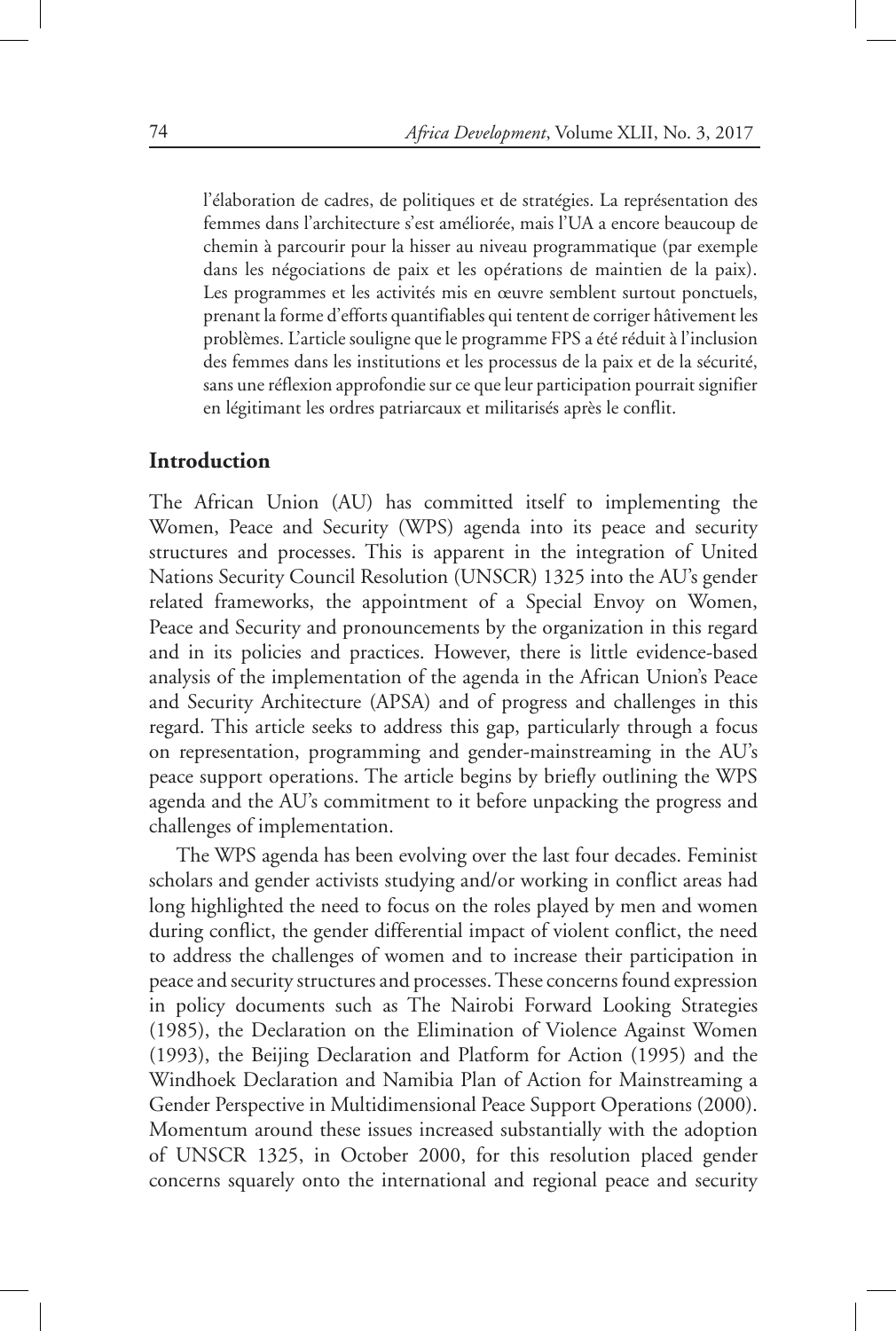l'élaboration de cadres, de politiques et de stratégies. La représentation des femmes dans l'architecture s'est améliorée, mais l'UA a encore beaucoup de chemin à parcourir pour la hisser au niveau programmatique (par exemple dans les négociations de paix et les opérations de maintien de la paix). Les programmes et les activités mis en œuvre semblent surtout ponctuels, prenant la forme d'efforts quantifiables qui tentent de corriger hâtivement les problèmes. L'article souligne que le programme FPS a été réduit à l'inclusion des femmes dans les institutions et les processus de la paix et de la sécurité, sans une réflexion approfondie sur ce que leur participation pourrait signifier en légitimant les ordres patriarcaux et militarisés après le conflit.

## Introduction

The African Union (AU) has committed itself to implementing the Women, Peace and Security (WPS) agenda into its peace and security structures and processes. This is apparent in the integration of United Nations Security Council Resolution (UNSCR) 1325 into the AU's gender related frameworks, the appointment of a Special Envoy on Women, Peace and Security and pronouncements by the organization in this regard and in its policies and practices. However, there is little evidence-based analysis of the implementation of the agenda in the African Union's Peace and Security Architecture (APSA) and of progress and challenges in this regard. This article seeks to address this gap, particularly through a focus on representation, programming and gender-mainstreaming in the AU's peace support operations. The article begins by briefly outlining the WPS agenda and the AU's commitment to it before unpacking the progress and challenges of implementation.

The WPS agenda has been evolving over the last four decades. Feminist scholars and gender activists studying and/or working in conflict areas had long highlighted the need to focus on the roles played by men and women during conflict, the gender differential impact of violent conflict, the need to address the challenges of women and to increase their participation in peace and security structures and processes. These concerns found expression in policy documents such as The Nairobi Forward Looking Strategies (1985), the Declaration on the Elimination of Violence Against Women (1993), the Beijing Declaration and Platform for Action (1995) and the Windhoek Declaration and Namibia Plan of Action for Mainstreaming a Gender Perspective in Multidimensional Peace Support Operations (2000). Momentum around these issues increased substantially with the adoption of UNSCR 1325, in October 2000, for this resolution placed gender concerns squarely onto the international and regional peace and security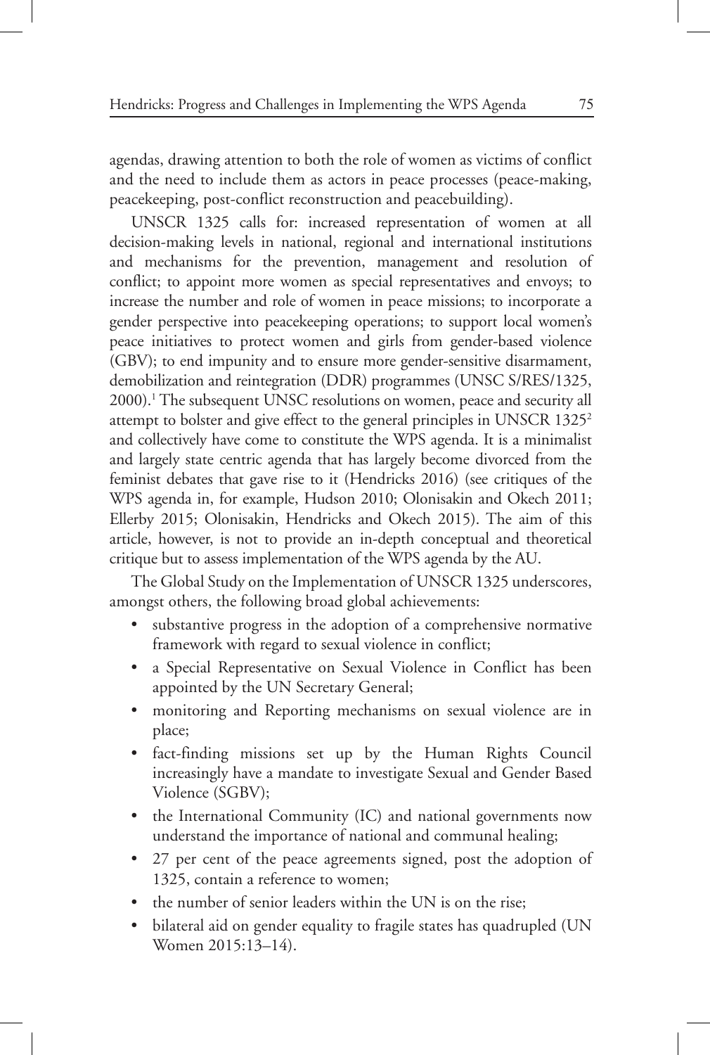agendas, drawing attention to both the role of women as victims of conflict and the need to include them as actors in peace processes (peace-making, peacekeeping, post-conflict reconstruction and peacebuilding).

UNSCR 1325 calls for: increased representation of women at all decision-making levels in national, regional and international institutions and mechanisms for the prevention, management and resolution of conflict; to appoint more women as special representatives and envoys; to increase the number and role of women in peace missions; to incorporate a gender perspective into peacekeeping operations; to support local women's peace initiatives to protect women and girls from gender-based violence (GBV); to end impunity and to ensure more gender-sensitive disarmament, demobilization and reintegration (DDR) programmes (UNSC S/RES/1325, 2000).[1] The subsequent UNSC resolutions on women, peace and security all attempt to bolster and give effect to the general principles in UNSCR 1325[2] and collectively have come to constitute the WPS agenda. It is a minimalist and largely state centric agenda that has largely become divorced from the feminist debates that gave rise to it (Hendricks 2016) (see critiques of the WPS agenda in, for example, Hudson 2010; Olonisakin and Okech 2011; Ellerby 2015; Olonisakin, Hendricks and Okech 2015). The aim of this article, however, is not to provide an in-depth conceptual and theoretical critique but to assess implementation of the WPS agenda by the AU.

The Global Study on the Implementation of UNSCR 1325 underscores, amongst others, the following broad global achievements:

- substantive progress in the adoption of a comprehensive normative framework with regard to sexual violence in conflict;
- a Special Representative on Sexual Violence in Conflict has been appointed by the UN Secretary General;
- monitoring and Reporting mechanisms on sexual violence are in place;
- fact-finding missions set up by the Human Rights Council increasingly have a mandate to investigate Sexual and Gender Based Violence (SGBV);
- the International Community (IC) and national governments now understand the importance of national and communal healing;
- 27 per cent of the peace agreements signed, post the adoption of 1325, contain a reference to women;
- the number of senior leaders within the UN is on the rise;
- bilateral aid on gender equality to fragile states has quadrupled (UN Women 2015:13–14).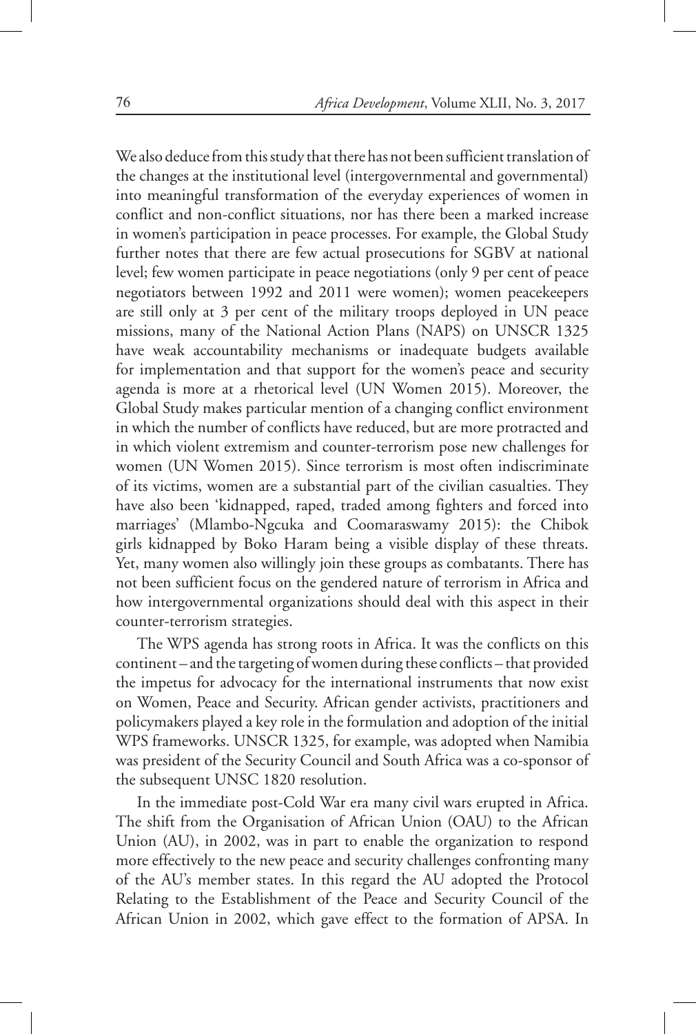We also deduce from this study that there has not been sufficient translation of the changes at the institutional level (intergovernmental and governmental) into meaningful transformation of the everyday experiences of women in conflict and non-conflict situations, nor has there been a marked increase in women's participation in peace processes. For example, the Global Study further notes that there are few actual prosecutions for SGBV at national level; few women participate in peace negotiations (only 9 per cent of peace negotiators between 1992 and 2011 were women); women peacekeepers are still only at 3 per cent of the military troops deployed in UN peace missions, many of the National Action Plans (NAPS) on UNSCR 1325 have weak accountability mechanisms or inadequate budgets available for implementation and that support for the women's peace and security agenda is more at a rhetorical level (UN Women 2015). Moreover, the Global Study makes particular mention of a changing conflict environment in which the number of conflicts have reduced, but are more protracted and in which violent extremism and counter-terrorism pose new challenges for women (UN Women 2015). Since terrorism is most often indiscriminate of its victims, women are a substantial part of the civilian casualties. They have also been 'kidnapped, raped, traded among fighters and forced into marriages' (Mlambo-Ngcuka and Coomaraswamy 2015): the Chibok girls kidnapped by Boko Haram being a visible display of these threats. Yet, many women also willingly join these groups as combatants. There has not been sufficient focus on the gendered nature of terrorism in Africa and how intergovernmental organizations should deal with this aspect in their counter-terrorism strategies.

The WPS agenda has strong roots in Africa. It was the conflicts on this continent – and the targeting of women during these conflicts – that provided the impetus for advocacy for the international instruments that now exist on Women, Peace and Security. African gender activists, practitioners and policymakers played a key role in the formulation and adoption of the initial WPS frameworks. UNSCR 1325, for example, was adopted when Namibia was president of the Security Council and South Africa was a co-sponsor of the subsequent UNSC 1820 resolution.

In the immediate post-Cold War era many civil wars erupted in Africa. The shift from the Organisation of African Union (OAU) to the African Union (AU), in 2002, was in part to enable the organization to respond more effectively to the new peace and security challenges confronting many of the AU's member states. In this regard the AU adopted the Protocol Relating to the Establishment of the Peace and Security Council of the African Union in 2002, which gave effect to the formation of APSA. In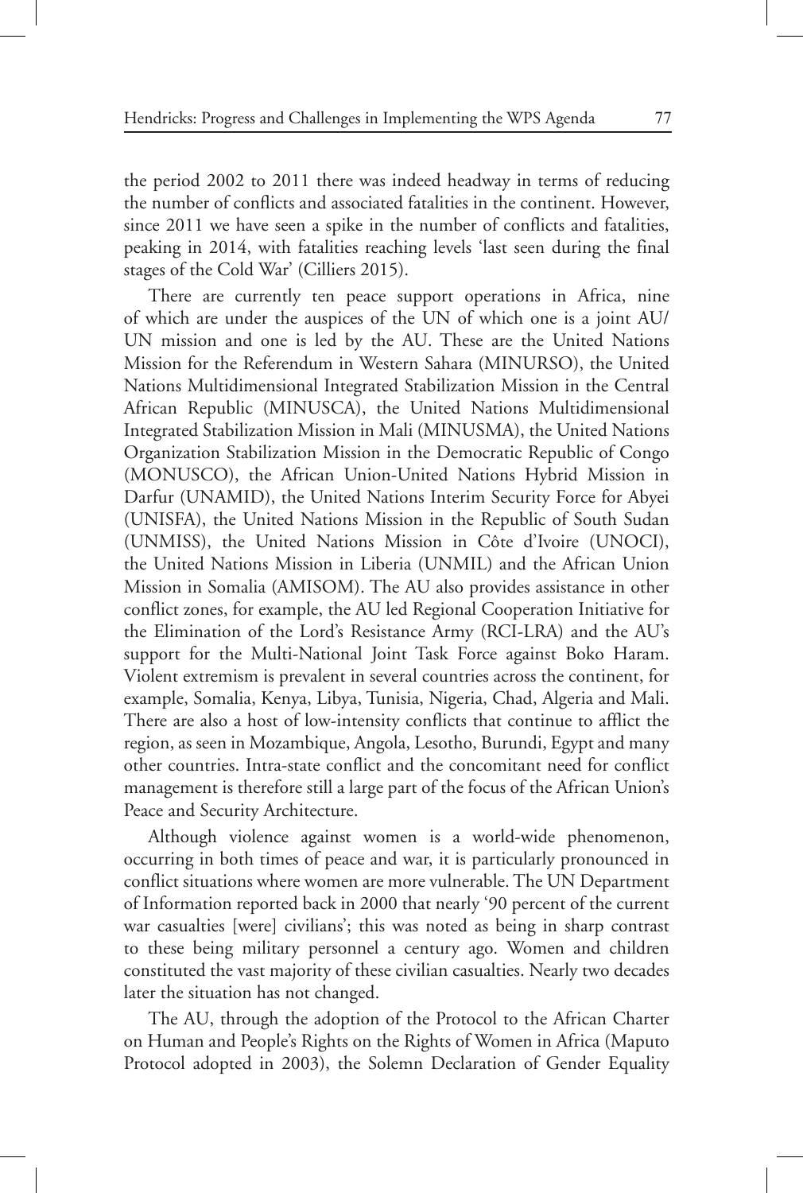the period 2002 to 2011 there was indeed headway in terms of reducing the number of conflicts and associated fatalities in the continent. However, since 2011 we have seen a spike in the number of conflicts and fatalities, peaking in 2014, with fatalities reaching levels 'last seen during the final stages of the Cold War' (Cilliers 2015).

There are currently ten peace support operations in Africa, nine of which are under the auspices of the UN of which one is a joint AU/UN mission and one is led by the AU. These are the United Nations Mission for the Referendum in Western Sahara (MINURSO), the United Nations Multidimensional Integrated Stabilization Mission in the Central African Republic (MINUSCA), the United Nations Multidimensional Integrated Stabilization Mission in Mali (MINUSMA), the United Nations Organization Stabilization Mission in the Democratic Republic of Congo (MONUSCO), the African Union-United Nations Hybrid Mission in Darfur (UNAMID), the United Nations Interim Security Force for Abyei (UNISFA), the United Nations Mission in the Republic of South Sudan (UNMISS), the United Nations Mission in Côte d'Ivoire (UNOCI), the United Nations Mission in Liberia (UNMIL) and the African Union Mission in Somalia (AMISOM). The AU also provides assistance in other conflict zones, for example, the AU led Regional Cooperation Initiative for the Elimination of the Lord's Resistance Army (RCI-LRA) and the AU's support for the Multi-National Joint Task Force against Boko Haram. Violent extremism is prevalent in several countries across the continent, for example, Somalia, Kenya, Libya, Tunisia, Nigeria, Chad, Algeria and Mali. There are also a host of low-intensity conflicts that continue to afflict the region, as seen in Mozambique, Angola, Lesotho, Burundi, Egypt and many other countries. Intra-state conflict and the concomitant need for conflict management is therefore still a large part of the focus of the African Union's Peace and Security Architecture.

Although violence against women is a world-wide phenomenon, occurring in both times of peace and war, it is particularly pronounced in conflict situations where women are more vulnerable. The UN Department of Information reported back in 2000 that nearly '90 percent of the current war casualties [were] civilians'; this was noted as being in sharp contrast to these being military personnel a century ago. Women and children constituted the vast majority of these civilian casualties. Nearly two decades later the situation has not changed.

The AU, through the adoption of the Protocol to the African Charter on Human and People's Rights on the Rights of Women in Africa (Maputo Protocol adopted in 2003), the Solemn Declaration of Gender Equality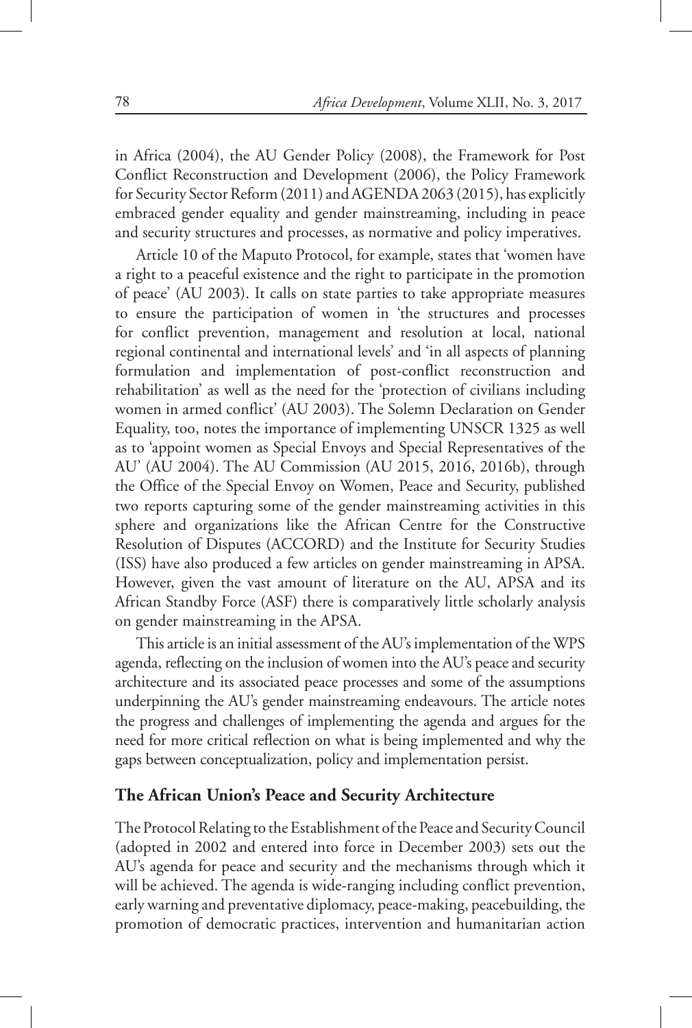in Africa (2004), the AU Gender Policy (2008), the Framework for Post Conflict Reconstruction and Development (2006), the Policy Framework for Security Sector Reform (2011) and AGENDA 2063 (2015), has explicitly embraced gender equality and gender mainstreaming, including in peace and security structures and processes, as normative and policy imperatives.

Article 10 of the Maputo Protocol, for example, states that 'women have a right to a peaceful existence and the right to participate in the promotion of peace' (AU 2003). It calls on state parties to take appropriate measures to ensure the participation of women in 'the structures and processes for conflict prevention, management and resolution at local, national regional continental and international levels' and 'in all aspects of planning formulation and implementation of post-conflict reconstruction and rehabilitation' as well as the need for the 'protection of civilians including women in armed conflict' (AU 2003). The Solemn Declaration on Gender Equality, too, notes the importance of implementing UNSCR 1325 as well as to 'appoint women as Special Envoys and Special Representatives of the AU' (AU 2004). The AU Commission (AU 2015, 2016, 2016b), through the Office of the Special Envoy on Women, Peace and Security, published two reports capturing some of the gender mainstreaming activities in this sphere and organizations like the African Centre for the Constructive Resolution of Disputes (ACCORD) and the Institute for Security Studies (ISS) have also produced a few articles on gender mainstreaming in APSA. However, given the vast amount of literature on the AU, APSA and its African Standby Force (ASF) there is comparatively little scholarly analysis on gender mainstreaming in the APSA.

This article is an initial assessment of the AU's implementation of the WPS agenda, reflecting on the inclusion of women into the AU's peace and security architecture and its associated peace processes and some of the assumptions underpinning the AU's gender mainstreaming endeavours. The article notes the progress and challenges of implementing the agenda and argues for the need for more critical reflection on what is being implemented and why the gaps between conceptualization, policy and implementation persist.

## The African Union's Peace and Security Architecture

The Protocol Relating to the Establishment of the Peace and Security Council (adopted in 2002 and entered into force in December 2003) sets out the AU's agenda for peace and security and the mechanisms through which it will be achieved. The agenda is wide-ranging including conflict prevention, early warning and preventative diplomacy, peace-making, peacebuilding, the promotion of democratic practices, intervention and humanitarian action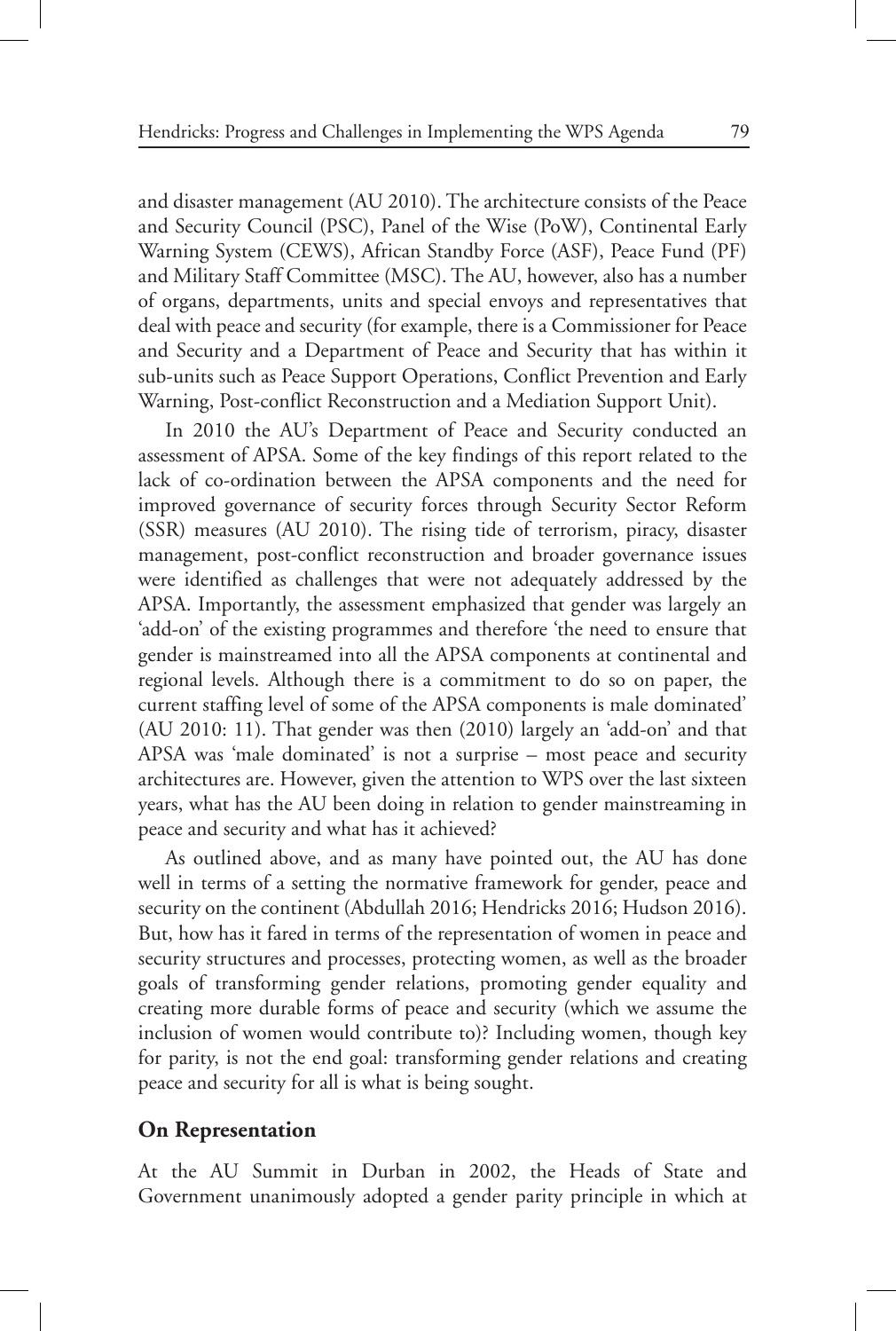and disaster management (AU 2010). The architecture consists of the Peace and Security Council (PSC), Panel of the Wise (PoW), Continental Early Warning System (CEWS), African Standby Force (ASF), Peace Fund (PF) and Military Staff Committee (MSC). The AU, however, also has a number of organs, departments, units and special envoys and representatives that deal with peace and security (for example, there is a Commissioner for Peace and Security and a Department of Peace and Security that has within it sub-units such as Peace Support Operations, Conflict Prevention and Early Warning, Post-conflict Reconstruction and a Mediation Support Unit).

In 2010 the AU's Department of Peace and Security conducted an assessment of APSA. Some of the key findings of this report related to the lack of co-ordination between the APSA components and the need for improved governance of security forces through Security Sector Reform (SSR) measures (AU 2010). The rising tide of terrorism, piracy, disaster management, post-conflict reconstruction and broader governance issues were identified as challenges that were not adequately addressed by the APSA. Importantly, the assessment emphasized that gender was largely an 'add-on' of the existing programmes and therefore 'the need to ensure that gender is mainstreamed into all the APSA components at continental and regional levels. Although there is a commitment to do so on paper, the current staffing level of some of the APSA components is male dominated' (AU 2010: 11). That gender was then (2010) largely an 'add-on' and that APSA was 'male dominated' is not a surprise – most peace and security architectures are. However, given the attention to WPS over the last sixteen years, what has the AU been doing in relation to gender mainstreaming in peace and security and what has it achieved?

As outlined above, and as many have pointed out, the AU has done well in terms of a setting the normative framework for gender, peace and security on the continent (Abdullah 2016; Hendricks 2016; Hudson 2016). But, how has it fared in terms of the representation of women in peace and security structures and processes, protecting women, as well as the broader goals of transforming gender relations, promoting gender equality and creating more durable forms of peace and security (which we assume the inclusion of women would contribute to)? Including women, though key for parity, is not the end goal: transforming gender relations and creating peace and security for all is what is being sought.

## On Representation

At the AU Summit in Durban in 2002, the Heads of State and Government unanimously adopted a gender parity principle in which at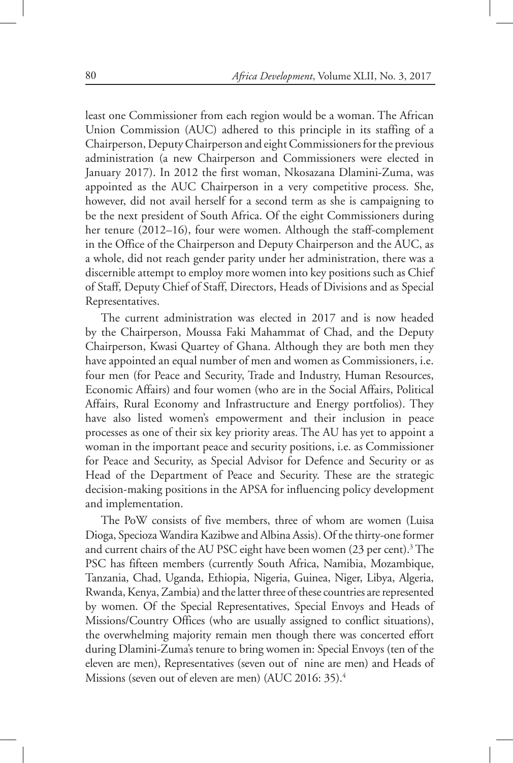least one Commissioner from each region would be a woman. The African Union Commission (AUC) adhered to this principle in its staffing of a Chairperson, Deputy Chairperson and eight Commissioners for the previous administration (a new Chairperson and Commissioners were elected in January 2017). In 2012 the first woman, Nkosazana Dlamini-Zuma, was appointed as the AUC Chairperson in a very competitive process. She, however, did not avail herself for a second term as she is campaigning to be the next president of South Africa. Of the eight Commissioners during her tenure (2012–16), four were women. Although the staff-complement in the Office of the Chairperson and Deputy Chairperson and the AUC, as a whole, did not reach gender parity under her administration, there was a discernible attempt to employ more women into key positions such as Chief of Staff, Deputy Chief of Staff, Directors, Heads of Divisions and as Special Representatives.

The current administration was elected in 2017 and is now headed by the Chairperson, Moussa Faki Mahammat of Chad, and the Deputy Chairperson, Kwasi Quartey of Ghana. Although they are both men they have appointed an equal number of men and women as Commissioners, i.e. four men (for Peace and Security, Trade and Industry, Human Resources, Economic Affairs) and four women (who are in the Social Affairs, Political Affairs, Rural Economy and Infrastructure and Energy portfolios). They have also listed women's empowerment and their inclusion in peace processes as one of their six key priority areas. The AU has yet to appoint a woman in the important peace and security positions, i.e. as Commissioner for Peace and Security, as Special Advisor for Defence and Security or as Head of the Department of Peace and Security. These are the strategic decision-making positions in the APSA for influencing policy development and implementation.

The PoW consists of five members, three of whom are women (Luisa Dioga, Specioza Wandira Kazibwe and Albina Assis). Of the thirty-one former and current chairs of the AU PSC eight have been women (23 per cent).[3] The PSC has fifteen members (currently South Africa, Namibia, Mozambique, Tanzania, Chad, Uganda, Ethiopia, Nigeria, Guinea, Niger, Libya, Algeria, Rwanda, Kenya, Zambia) and the latter three of these countries are represented by women. Of the Special Representatives, Special Envoys and Heads of Missions/Country Offices (who are usually assigned to conflict situations), the overwhelming majority remain men though there was concerted effort during Dlamini-Zuma's tenure to bring women in: Special Envoys (ten of the eleven are men), Representatives (seven out of nine are men) and Heads of Missions (seven out of eleven are men) (AUC 2016: 35).[4]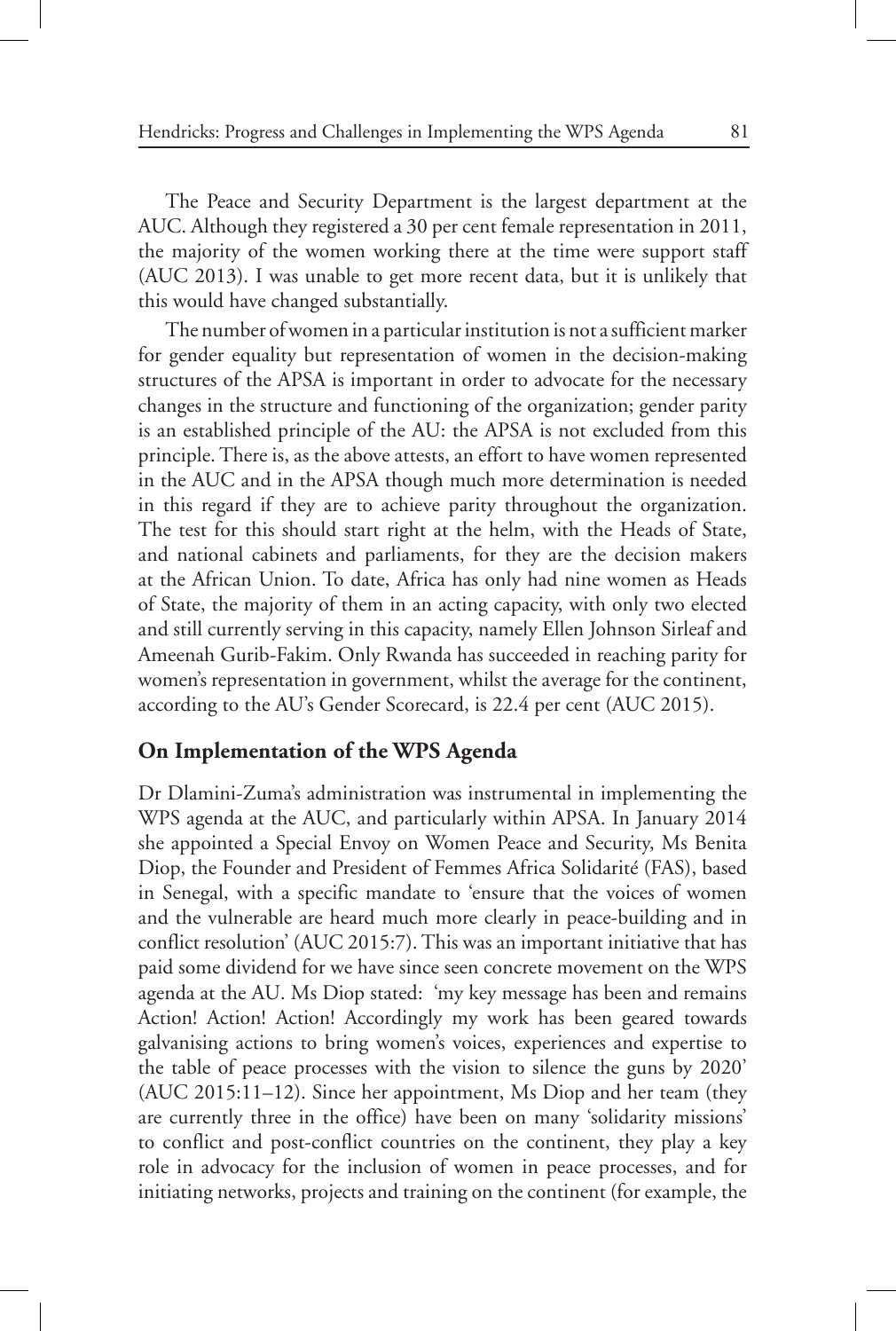The Peace and Security Department is the largest department at the AUC. Although they registered a 30 per cent female representation in 2011, the majority of the women working there at the time were support staff (AUC 2013). I was unable to get more recent data, but it is unlikely that this would have changed substantially.

The number of women in a particular institution is not a sufficient marker for gender equality but representation of women in the decision-making structures of the APSA is important in order to advocate for the necessary changes in the structure and functioning of the organization; gender parity is an established principle of the AU: the APSA is not excluded from this principle. There is, as the above attests, an effort to have women represented in the AUC and in the APSA though much more determination is needed in this regard if they are to achieve parity throughout the organization. The test for this should start right at the helm, with the Heads of State, and national cabinets and parliaments, for they are the decision makers at the African Union. To date, Africa has only had nine women as Heads of State, the majority of them in an acting capacity, with only two elected and still currently serving in this capacity, namely Ellen Johnson Sirleaf and Ameenah Gurib-Fakim. Only Rwanda has succeeded in reaching parity for women's representation in government, whilst the average for the continent, according to the AU's Gender Scorecard, is 22.4 per cent (AUC 2015).

## On Implementation of the WPS Agenda

Dr Dlamini-Zuma's administration was instrumental in implementing the WPS agenda at the AUC, and particularly within APSA. In January 2014 she appointed a Special Envoy on Women Peace and Security, Ms Benita Diop, the Founder and President of Femmes Africa Solidarité (FAS), based in Senegal, with a specific mandate to 'ensure that the voices of women and the vulnerable are heard much more clearly in peace-building and in conflict resolution' (AUC 2015:7). This was an important initiative that has paid some dividend for we have since seen concrete movement on the WPS agenda at the AU. Ms Diop stated: 'my key message has been and remains Action! Action! Action! Accordingly my work has been geared towards galvanising actions to bring women's voices, experiences and expertise to the table of peace processes with the vision to silence the guns by 2020' (AUC 2015:11–12). Since her appointment, Ms Diop and her team (they are currently three in the office) have been on many 'solidarity missions' to conflict and post-conflict countries on the continent, they play a key role in advocacy for the inclusion of women in peace processes, and for initiating networks, projects and training on the continent (for example, the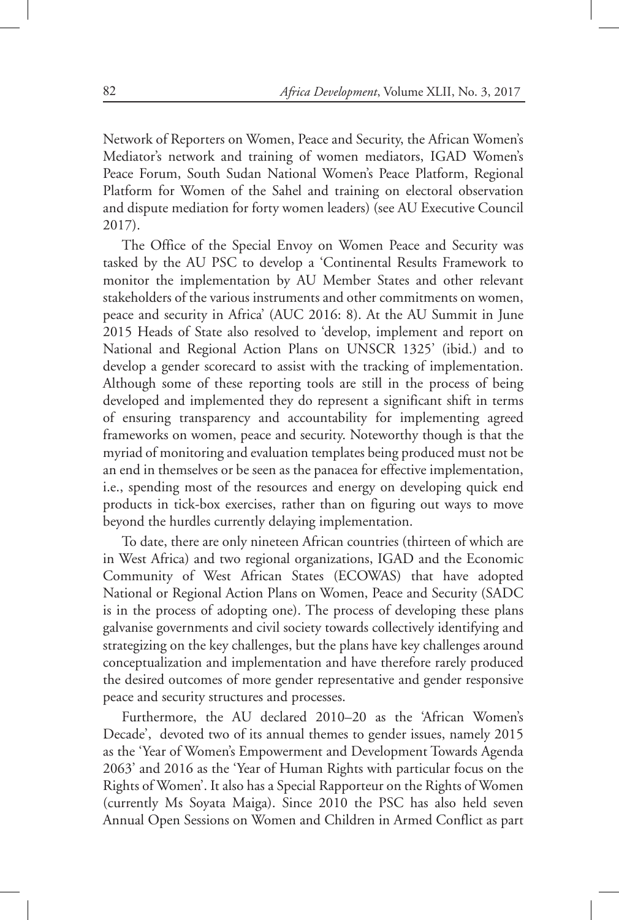Network of Reporters on Women, Peace and Security, the African Women's Mediator's network and training of women mediators, IGAD Women's Peace Forum, South Sudan National Women's Peace Platform, Regional Platform for Women of the Sahel and training on electoral observation and dispute mediation for forty women leaders) (see AU Executive Council 2017).

The Office of the Special Envoy on Women Peace and Security was tasked by the AU PSC to develop a 'Continental Results Framework to monitor the implementation by AU Member States and other relevant stakeholders of the various instruments and other commitments on women, peace and security in Africa' (AUC 2016: 8). At the AU Summit in June 2015 Heads of State also resolved to 'develop, implement and report on National and Regional Action Plans on UNSCR 1325' (ibid.) and to develop a gender scorecard to assist with the tracking of implementation. Although some of these reporting tools are still in the process of being developed and implemented they do represent a significant shift in terms of ensuring transparency and accountability for implementing agreed frameworks on women, peace and security. Noteworthy though is that the myriad of monitoring and evaluation templates being produced must not be an end in themselves or be seen as the panacea for effective implementation, i.e., spending most of the resources and energy on developing quick end products in tick-box exercises, rather than on figuring out ways to move beyond the hurdles currently delaying implementation.

To date, there are only nineteen African countries (thirteen of which are in West Africa) and two regional organizations, IGAD and the Economic Community of West African States (ECOWAS) that have adopted National or Regional Action Plans on Women, Peace and Security (SADC is in the process of adopting one). The process of developing these plans galvanise governments and civil society towards collectively identifying and strategizing on the key challenges, but the plans have key challenges around conceptualization and implementation and have therefore rarely produced the desired outcomes of more gender representative and gender responsive peace and security structures and processes.

Furthermore, the AU declared 2010–20 as the 'African Women's Decade', devoted two of its annual themes to gender issues, namely 2015 as the 'Year of Women's Empowerment and Development Towards Agenda 2063' and 2016 as the 'Year of Human Rights with particular focus on the Rights of Women'. It also has a Special Rapporteur on the Rights of Women (currently Ms Soyata Maiga). Since 2010 the PSC has also held seven Annual Open Sessions on Women and Children in Armed Conflict as part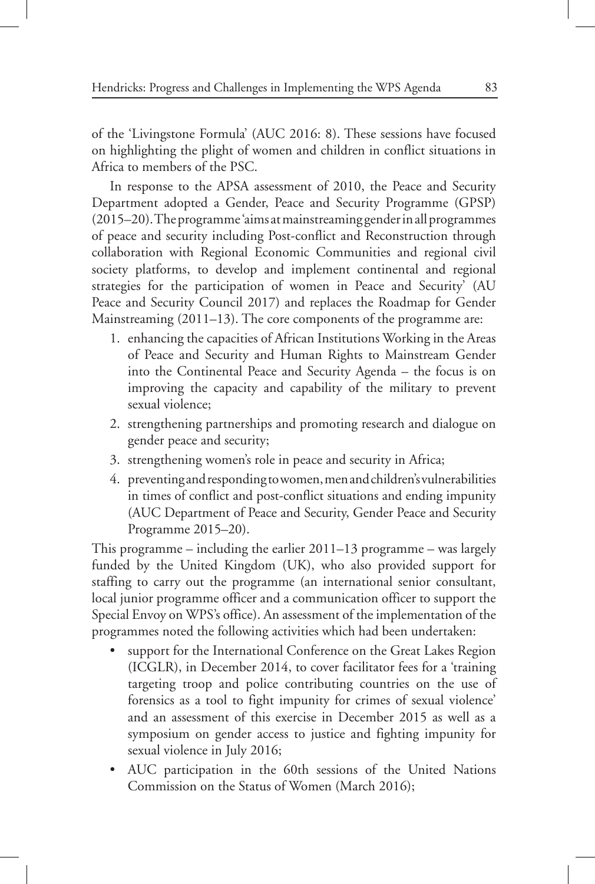of the 'Livingstone Formula' (AUC 2016: 8). These sessions have focused on highlighting the plight of women and children in conflict situations in Africa to members of the PSC.

In response to the APSA assessment of 2010, the Peace and Security Department adopted a Gender, Peace and Security Programme (GPSP) (2015–20). The programme 'aims at mainstreaming gender in all programmes of peace and security including Post-conflict and Reconstruction through collaboration with Regional Economic Communities and regional civil society platforms, to develop and implement continental and regional strategies for the participation of women in Peace and Security' (AU Peace and Security Council 2017) and replaces the Roadmap for Gender Mainstreaming (2011–13). The core components of the programme are:

1. enhancing the capacities of African Institutions Working in the Areas of Peace and Security and Human Rights to Mainstream Gender into the Continental Peace and Security Agenda – the focus is on improving the capacity and capability of the military to prevent sexual violence;
2. strengthening partnerships and promoting research and dialogue on gender peace and security;
3. strengthening women's role in peace and security in Africa;
4. preventing and responding to women, men and children's vulnerabilities in times of conflict and post-conflict situations and ending impunity (AUC Department of Peace and Security, Gender Peace and Security Programme 2015–20).

This programme – including the earlier 2011–13 programme – was largely funded by the United Kingdom (UK), who also provided support for staffing to carry out the programme (an international senior consultant, local junior programme officer and a communication officer to support the Special Envoy on WPS's office). An assessment of the implementation of the programmes noted the following activities which had been undertaken:

- support for the International Conference on the Great Lakes Region (ICGLR), in December 2014, to cover facilitator fees for a 'training targeting troop and police contributing countries on the use of forensics as a tool to fight impunity for crimes of sexual violence' and an assessment of this exercise in December 2015 as well as a symposium on gender access to justice and fighting impunity for sexual violence in July 2016;
- AUC participation in the 60th sessions of the United Nations Commission on the Status of Women (March 2016);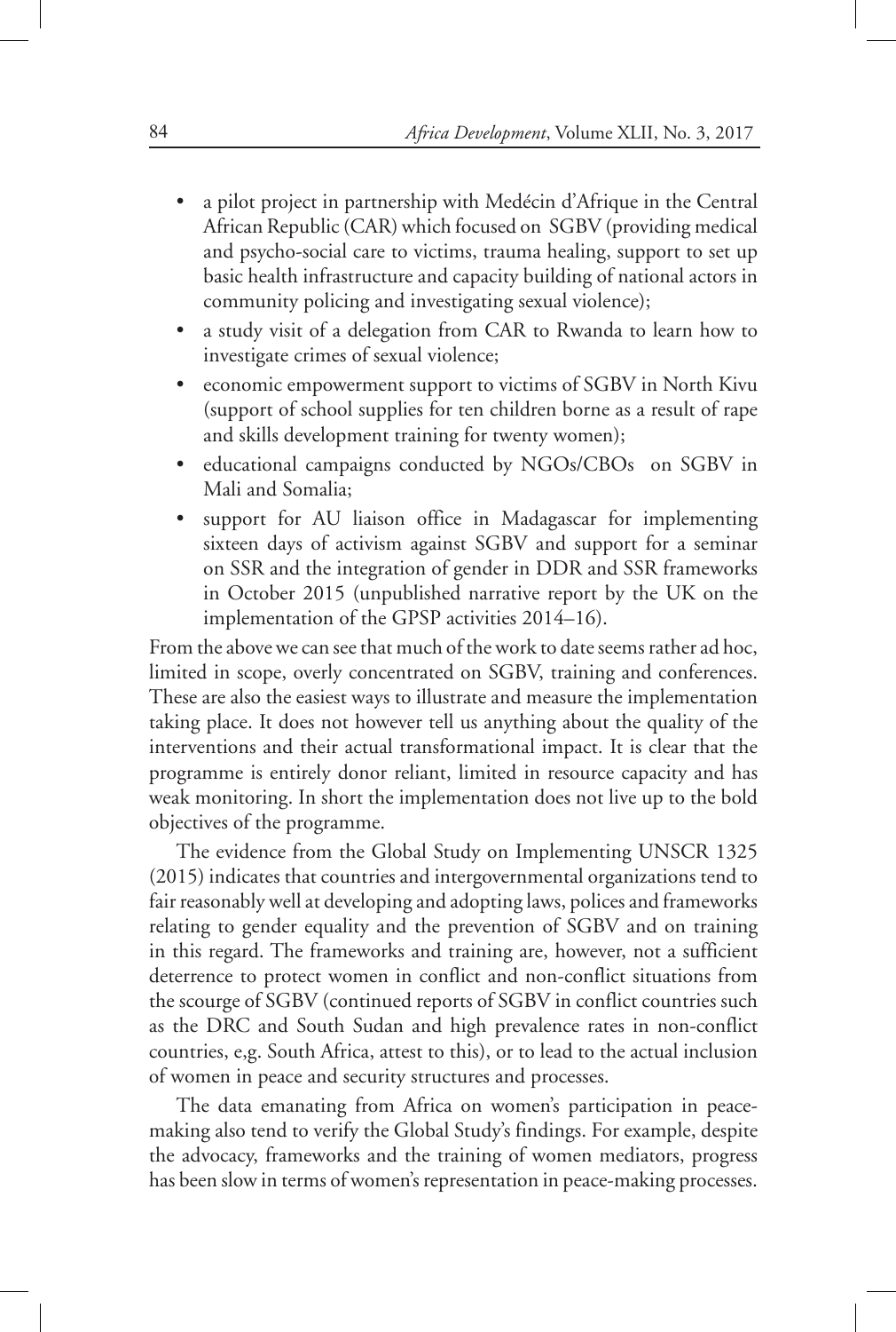- a pilot project in partnership with Medécin d'Afrique in the Central African Republic (CAR) which focused on SGBV (providing medical and psycho-social care to victims, trauma healing, support to set up basic health infrastructure and capacity building of national actors in community policing and investigating sexual violence);
- a study visit of a delegation from CAR to Rwanda to learn how to investigate crimes of sexual violence;
- economic empowerment support to victims of SGBV in North Kivu (support of school supplies for ten children borne as a result of rape and skills development training for twenty women);
- educational campaigns conducted by NGOs/CBOs on SGBV in Mali and Somalia;
- support for AU liaison office in Madagascar for implementing sixteen days of activism against SGBV and support for a seminar on SSR and the integration of gender in DDR and SSR frameworks in October 2015 (unpublished narrative report by the UK on the implementation of the GPSP activities 2014–16).

From the above we can see that much of the work to date seems rather ad hoc, limited in scope, overly concentrated on SGBV, training and conferences. These are also the easiest ways to illustrate and measure the implementation taking place. It does not however tell us anything about the quality of the interventions and their actual transformational impact. It is clear that the programme is entirely donor reliant, limited in resource capacity and has weak monitoring. In short the implementation does not live up to the bold objectives of the programme.

The evidence from the Global Study on Implementing UNSCR 1325 (2015) indicates that countries and intergovernmental organizations tend to fair reasonably well at developing and adopting laws, polices and frameworks relating to gender equality and the prevention of SGBV and on training in this regard. The frameworks and training are, however, not a sufficient deterrence to protect women in conflict and non-conflict situations from the scourge of SGBV (continued reports of SGBV in conflict countries such as the DRC and South Sudan and high prevalence rates in non-conflict countries, e,g. South Africa, attest to this), or to lead to the actual inclusion of women in peace and security structures and processes.

The data emanating from Africa on women's participation in peace-making also tend to verify the Global Study's findings. For example, despite the advocacy, frameworks and the training of women mediators, progress has been slow in terms of women's representation in peace-making processes.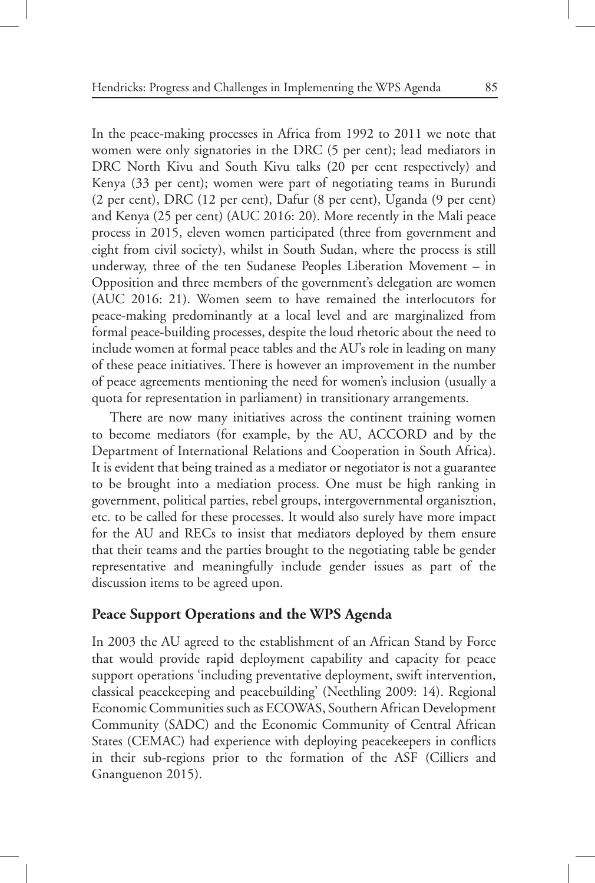In the peace-making processes in Africa from 1992 to 2011 we note that women were only signatories in the DRC (5 per cent); lead mediators in DRC North Kivu and South Kivu talks (20 per cent respectively) and Kenya (33 per cent); women were part of negotiating teams in Burundi (2 per cent), DRC (12 per cent), Dafur (8 per cent), Uganda (9 per cent) and Kenya (25 per cent) (AUC 2016: 20). More recently in the Mali peace process in 2015, eleven women participated (three from government and eight from civil society), whilst in South Sudan, where the process is still underway, three of the ten Sudanese Peoples Liberation Movement – in Opposition and three members of the government's delegation are women (AUC 2016: 21). Women seem to have remained the interlocutors for peace-making predominantly at a local level and are marginalized from formal peace-building processes, despite the loud rhetoric about the need to include women at formal peace tables and the AU's role in leading on many of these peace initiatives. There is however an improvement in the number of peace agreements mentioning the need for women's inclusion (usually a quota for representation in parliament) in transitionary arrangements.

There are now many initiatives across the continent training women to become mediators (for example, by the AU, ACCORD and by the Department of International Relations and Cooperation in South Africa). It is evident that being trained as a mediator or negotiator is not a guarantee to be brought into a mediation process. One must be high ranking in government, political parties, rebel groups, intergovernmental organisztion, etc. to be called for these processes. It would also surely have more impact for the AU and RECs to insist that mediators deployed by them ensure that their teams and the parties brought to the negotiating table be gender representative and meaningfully include gender issues as part of the discussion items to be agreed upon.

## Peace Support Operations and the WPS Agenda

In 2003 the AU agreed to the establishment of an African Stand by Force that would provide rapid deployment capability and capacity for peace support operations 'including preventative deployment, swift intervention, classical peacekeeping and peacebuilding' (Neethling 2009: 14). Regional Economic Communities such as ECOWAS, Southern African Development Community (SADC) and the Economic Community of Central African States (CEMAC) had experience with deploying peacekeepers in conflicts in their sub-regions prior to the formation of the ASF (Cilliers and Gnanguenon 2015).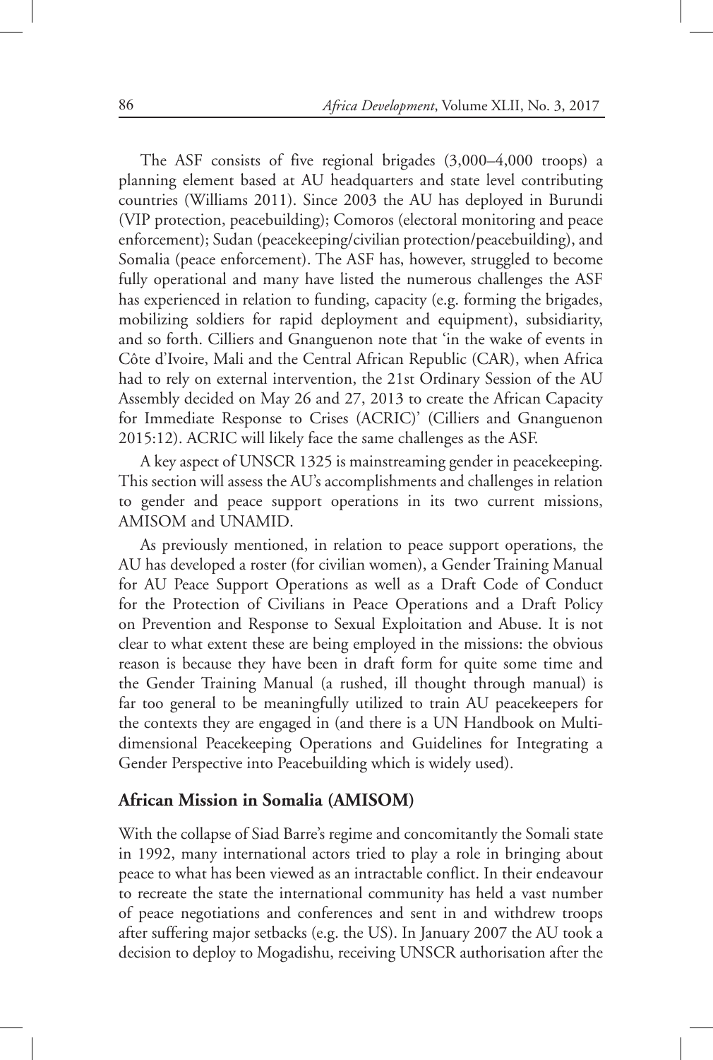The ASF consists of five regional brigades (3,000–4,000 troops) a planning element based at AU headquarters and state level contributing countries (Williams 2011). Since 2003 the AU has deployed in Burundi (VIP protection, peacebuilding); Comoros (electoral monitoring and peace enforcement); Sudan (peacekeeping/civilian protection/peacebuilding), and Somalia (peace enforcement). The ASF has, however, struggled to become fully operational and many have listed the numerous challenges the ASF has experienced in relation to funding, capacity (e.g. forming the brigades, mobilizing soldiers for rapid deployment and equipment), subsidiarity, and so forth. Cilliers and Gnanguenon note that 'in the wake of events in Côte d'Ivoire, Mali and the Central African Republic (CAR), when Africa had to rely on external intervention, the 21st Ordinary Session of the AU Assembly decided on May 26 and 27, 2013 to create the African Capacity for Immediate Response to Crises (ACRIC)' (Cilliers and Gnanguenon 2015:12). ACRIC will likely face the same challenges as the ASF.

A key aspect of UNSCR 1325 is mainstreaming gender in peacekeeping. This section will assess the AU's accomplishments and challenges in relation to gender and peace support operations in its two current missions, AMISOM and UNAMID.

As previously mentioned, in relation to peace support operations, the AU has developed a roster (for civilian women), a Gender Training Manual for AU Peace Support Operations as well as a Draft Code of Conduct for the Protection of Civilians in Peace Operations and a Draft Policy on Prevention and Response to Sexual Exploitation and Abuse. It is not clear to what extent these are being employed in the missions: the obvious reason is because they have been in draft form for quite some time and the Gender Training Manual (a rushed, ill thought through manual) is far too general to be meaningfully utilized to train AU peacekeepers for the contexts they are engaged in (and there is a UN Handbook on Multi-dimensional Peacekeeping Operations and Guidelines for Integrating a Gender Perspective into Peacebuilding which is widely used).

### African Mission in Somalia (AMISOM)

With the collapse of Siad Barre's regime and concomitantly the Somali state in 1992, many international actors tried to play a role in bringing about peace to what has been viewed as an intractable conflict. In their endeavour to recreate the state the international community has held a vast number of peace negotiations and conferences and sent in and withdrew troops after suffering major setbacks (e.g. the US). In January 2007 the AU took a decision to deploy to Mogadishu, receiving UNSCR authorisation after the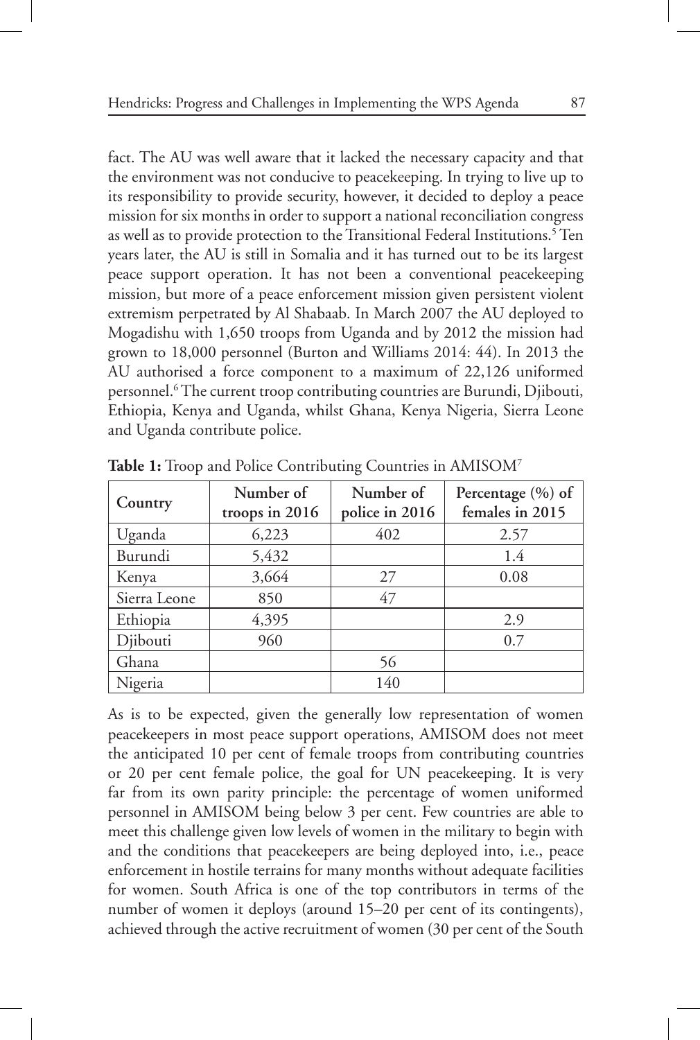fact. The AU was well aware that it lacked the necessary capacity and that the environment was not conducive to peacekeeping. In trying to live up to its responsibility to provide security, however, it decided to deploy a peace mission for six months in order to support a national reconciliation congress as well as to provide protection to the Transitional Federal Institutions.[5] Ten years later, the AU is still in Somalia and it has turned out to be its largest peace support operation. It has not been a conventional peacekeeping mission, but more of a peace enforcement mission given persistent violent extremism perpetrated by Al Shabaab. In March 2007 the AU deployed to Mogadishu with 1,650 troops from Uganda and by 2012 the mission had grown to 18,000 personnel (Burton and Williams 2014: 44). In 2013 the AU authorised a force component to a maximum of 22,126 uniformed personnel.[6] The current troop contributing countries are Burundi, Djibouti, Ethiopia, Kenya and Uganda, whilst Ghana, Kenya Nigeria, Sierra Leone and Uganda contribute police.

**Table 1:** Troop and Police Contributing Countries in AMISOM[7]

| Country | Number of troops in 2016 | Number of police in 2016 | Percentage (%) of females in 2015 |
|---|---|---|---|
| Uganda | 6,223 | 402 | 2.57 |
| Burundi | 5,432 | | 1.4 |
| Kenya | 3,664 | 27 | 0.08 |
| Sierra Leone | 850 | 47 | |
| Ethiopia | 4,395 | | 2.9 |
| Djibouti | 960 | | 0.7 |
| Ghana | | 56 | |
| Nigeria | | 140 | |

As is to be expected, given the generally low representation of women peacekeepers in most peace support operations, AMISOM does not meet the anticipated 10 per cent of female troops from contributing countries or 20 per cent female police, the goal for UN peacekeeping. It is very far from its own parity principle: the percentage of women uniformed personnel in AMISOM being below 3 per cent. Few countries are able to meet this challenge given low levels of women in the military to begin with and the conditions that peacekeepers are being deployed into, i.e., peace enforcement in hostile terrains for many months without adequate facilities for women. South Africa is one of the top contributors in terms of the number of women it deploys (around 15–20 per cent of its contingents), achieved through the active recruitment of women (30 per cent of the South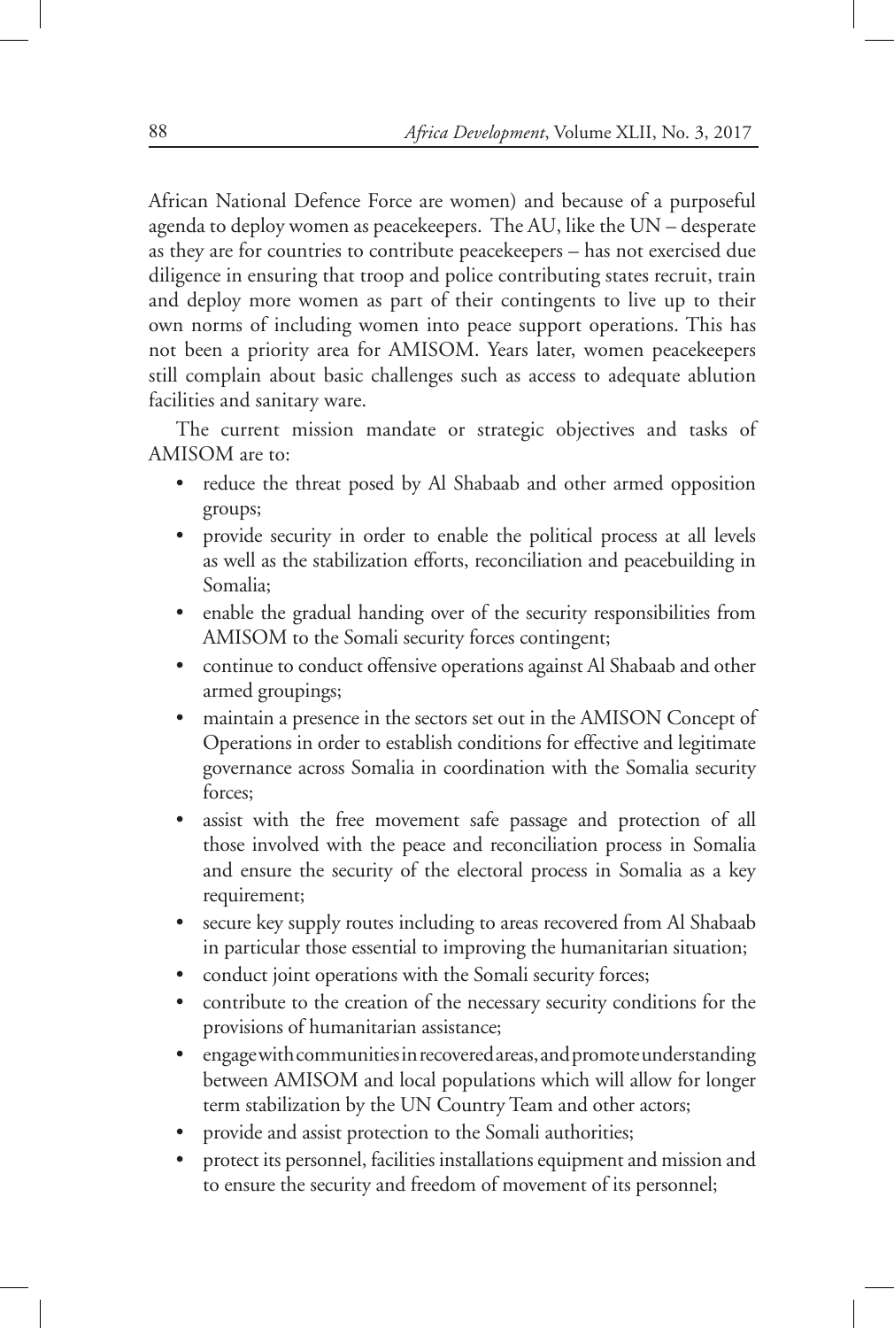African National Defence Force are women) and because of a purposeful agenda to deploy women as peacekeepers. The AU, like the UN – desperate as they are for countries to contribute peacekeepers – has not exercised due diligence in ensuring that troop and police contributing states recruit, train and deploy more women as part of their contingents to live up to their own norms of including women into peace support operations. This has not been a priority area for AMISOM. Years later, women peacekeepers still complain about basic challenges such as access to adequate ablution facilities and sanitary ware.

The current mission mandate or strategic objectives and tasks of AMISOM are to:

- reduce the threat posed by Al Shabaab and other armed opposition groups;
- provide security in order to enable the political process at all levels as well as the stabilization efforts, reconciliation and peacebuilding in Somalia;
- enable the gradual handing over of the security responsibilities from AMISOM to the Somali security forces contingent;
- continue to conduct offensive operations against Al Shabaab and other armed groupings;
- maintain a presence in the sectors set out in the AMISON Concept of Operations in order to establish conditions for effective and legitimate governance across Somalia in coordination with the Somalia security forces;
- assist with the free movement safe passage and protection of all those involved with the peace and reconciliation process in Somalia and ensure the security of the electoral process in Somalia as a key requirement;
- secure key supply routes including to areas recovered from Al Shabaab in particular those essential to improving the humanitarian situation;
- conduct joint operations with the Somali security forces;
- contribute to the creation of the necessary security conditions for the provisions of humanitarian assistance;
- engage with communities in recovered areas, and promote understanding between AMISOM and local populations which will allow for longer term stabilization by the UN Country Team and other actors;
- provide and assist protection to the Somali authorities;
- protect its personnel, facilities installations equipment and mission and to ensure the security and freedom of movement of its personnel;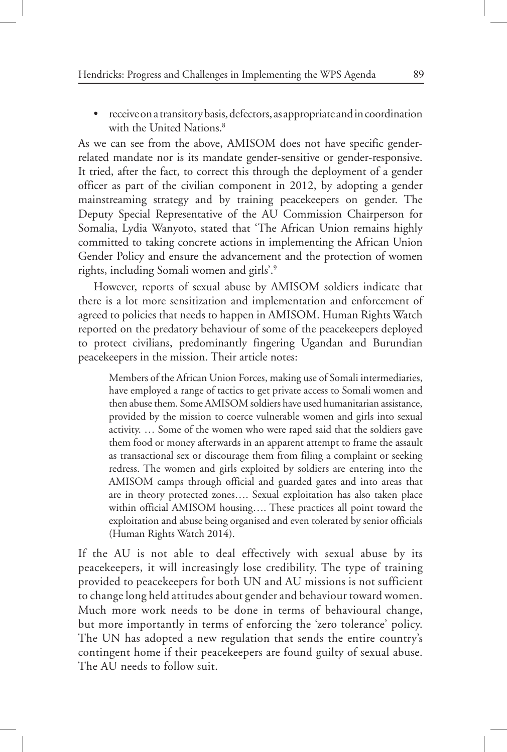- receive on a transitory basis, defectors, as appropriate and in coordination with the United Nations.[8]

As we can see from the above, AMISOM does not have specific gender-related mandate nor is its mandate gender-sensitive or gender-responsive. It tried, after the fact, to correct this through the deployment of a gender officer as part of the civilian component in 2012, by adopting a gender mainstreaming strategy and by training peacekeepers on gender. The Deputy Special Representative of the AU Commission Chairperson for Somalia, Lydia Wanyoto, stated that 'The African Union remains highly committed to taking concrete actions in implementing the African Union Gender Policy and ensure the advancement and the protection of women rights, including Somali women and girls'.[9]

However, reports of sexual abuse by AMISOM soldiers indicate that there is a lot more sensitization and implementation and enforcement of agreed to policies that needs to happen in AMISOM. Human Rights Watch reported on the predatory behaviour of some of the peacekeepers deployed to protect civilians, predominantly fingering Ugandan and Burundian peacekeepers in the mission. Their article notes:

> Members of the African Union Forces, making use of Somali intermediaries, have employed a range of tactics to get private access to Somali women and then abuse them. Some AMISOM soldiers have used humanitarian assistance, provided by the mission to coerce vulnerable women and girls into sexual activity. … Some of the women who were raped said that the soldiers gave them food or money afterwards in an apparent attempt to frame the assault as transactional sex or discourage them from filing a complaint or seeking redress. The women and girls exploited by soldiers are entering into the AMISOM camps through official and guarded gates and into areas that are in theory protected zones…. Sexual exploitation has also taken place within official AMISOM housing…. These practices all point toward the exploitation and abuse being organised and even tolerated by senior officials (Human Rights Watch 2014).

If the AU is not able to deal effectively with sexual abuse by its peacekeepers, it will increasingly lose credibility. The type of training provided to peacekeepers for both UN and AU missions is not sufficient to change long held attitudes about gender and behaviour toward women. Much more work needs to be done in terms of behavioural change, but more importantly in terms of enforcing the 'zero tolerance' policy. The UN has adopted a new regulation that sends the entire country's contingent home if their peacekeepers are found guilty of sexual abuse. The AU needs to follow suit.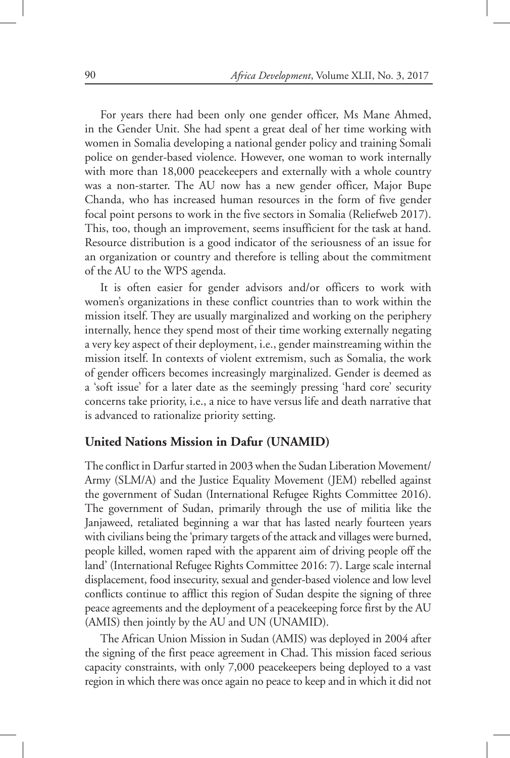For years there had been only one gender officer, Ms Mane Ahmed, in the Gender Unit. She had spent a great deal of her time working with women in Somalia developing a national gender policy and training Somali police on gender-based violence. However, one woman to work internally with more than 18,000 peacekeepers and externally with a whole country was a non-starter. The AU now has a new gender officer, Major Bupe Chanda, who has increased human resources in the form of five gender focal point persons to work in the five sectors in Somalia (Reliefweb 2017). This, too, though an improvement, seems insufficient for the task at hand. Resource distribution is a good indicator of the seriousness of an issue for an organization or country and therefore is telling about the commitment of the AU to the WPS agenda.

It is often easier for gender advisors and/or officers to work with women's organizations in these conflict countries than to work within the mission itself. They are usually marginalized and working on the periphery internally, hence they spend most of their time working externally negating a very key aspect of their deployment, i.e., gender mainstreaming within the mission itself. In contexts of violent extremism, such as Somalia, the work of gender officers becomes increasingly marginalized. Gender is deemed as a 'soft issue' for a later date as the seemingly pressing 'hard core' security concerns take priority, i.e., a nice to have versus life and death narrative that is advanced to rationalize priority setting.

## United Nations Mission in Dafur (UNAMID)

The conflict in Darfur started in 2003 when the Sudan Liberation Movement/Army (SLM/A) and the Justice Equality Movement (JEM) rebelled against the government of Sudan (International Refugee Rights Committee 2016). The government of Sudan, primarily through the use of militia like the Janjaweed, retaliated beginning a war that has lasted nearly fourteen years with civilians being the 'primary targets of the attack and villages were burned, people killed, women raped with the apparent aim of driving people off the land' (International Refugee Rights Committee 2016: 7). Large scale internal displacement, food insecurity, sexual and gender-based violence and low level conflicts continue to afflict this region of Sudan despite the signing of three peace agreements and the deployment of a peacekeeping force first by the AU (AMIS) then jointly by the AU and UN (UNAMID).

The African Union Mission in Sudan (AMIS) was deployed in 2004 after the signing of the first peace agreement in Chad. This mission faced serious capacity constraints, with only 7,000 peacekeepers being deployed to a vast region in which there was once again no peace to keep and in which it did not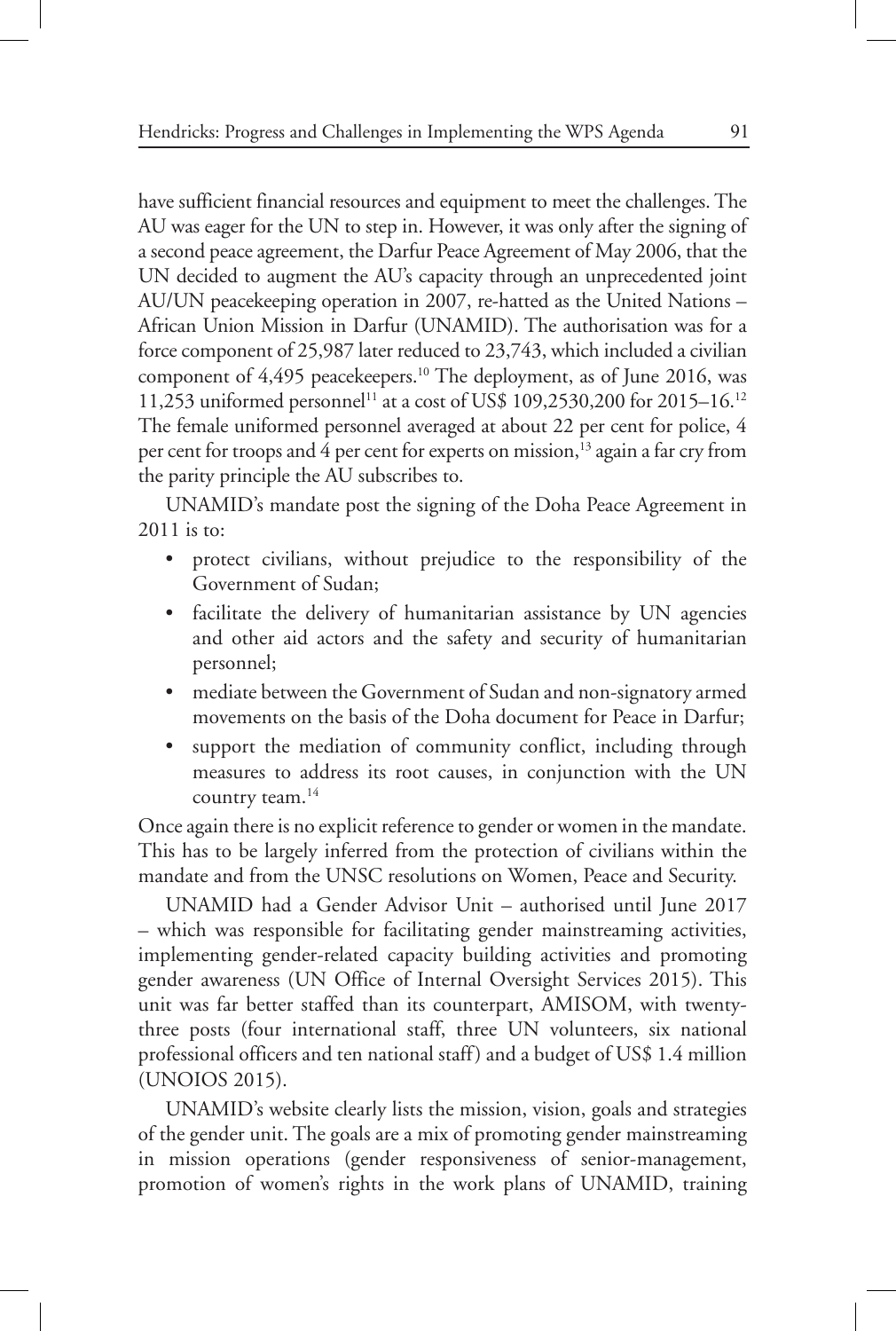have sufficient financial resources and equipment to meet the challenges. The AU was eager for the UN to step in. However, it was only after the signing of a second peace agreement, the Darfur Peace Agreement of May 2006, that the UN decided to augment the AU's capacity through an unprecedented joint AU/UN peacekeeping operation in 2007, re-hatted as the United Nations – African Union Mission in Darfur (UNAMID). The authorisation was for a force component of 25,987 later reduced to 23,743, which included a civilian component of 4,495 peacekeepers.[10] The deployment, as of June 2016, was 11,253 uniformed personnel[11] at a cost of US$ 109,2530,200 for 2015–16.[12] The female uniformed personnel averaged at about 22 per cent for police, 4 per cent for troops and 4 per cent for experts on mission,[13] again a far cry from the parity principle the AU subscribes to.

UNAMID's mandate post the signing of the Doha Peace Agreement in 2011 is to:

- protect civilians, without prejudice to the responsibility of the Government of Sudan;
- facilitate the delivery of humanitarian assistance by UN agencies and other aid actors and the safety and security of humanitarian personnel;
- mediate between the Government of Sudan and non-signatory armed movements on the basis of the Doha document for Peace in Darfur;
- support the mediation of community conflict, including through measures to address its root causes, in conjunction with the UN country team.[14]

Once again there is no explicit reference to gender or women in the mandate. This has to be largely inferred from the protection of civilians within the mandate and from the UNSC resolutions on Women, Peace and Security.

UNAMID had a Gender Advisor Unit – authorised until June 2017 – which was responsible for facilitating gender mainstreaming activities, implementing gender-related capacity building activities and promoting gender awareness (UN Office of Internal Oversight Services 2015). This unit was far better staffed than its counterpart, AMISOM, with twenty-three posts (four international staff, three UN volunteers, six national professional officers and ten national staff) and a budget of US$ 1.4 million (UNOIOS 2015).

UNAMID's website clearly lists the mission, vision, goals and strategies of the gender unit. The goals are a mix of promoting gender mainstreaming in mission operations (gender responsiveness of senior-management, promotion of women's rights in the work plans of UNAMID, training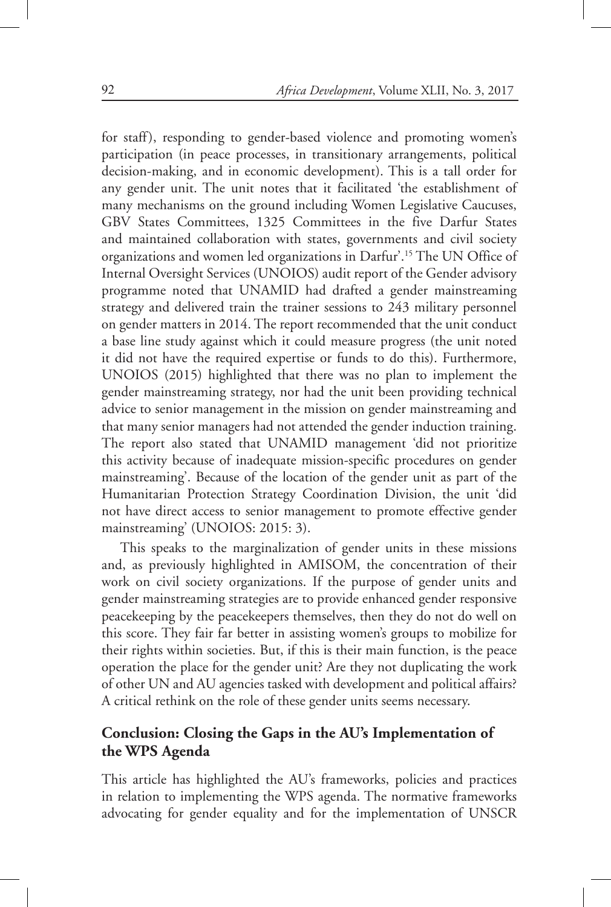for staff), responding to gender-based violence and promoting women's participation (in peace processes, in transitionary arrangements, political decision-making, and in economic development). This is a tall order for any gender unit. The unit notes that it facilitated 'the establishment of many mechanisms on the ground including Women Legislative Caucuses, GBV States Committees, 1325 Committees in the five Darfur States and maintained collaboration with states, governments and civil society organizations and women led organizations in Darfur'.[15] The UN Office of Internal Oversight Services (UNOIOS) audit report of the Gender advisory programme noted that UNAMID had drafted a gender mainstreaming strategy and delivered train the trainer sessions to 243 military personnel on gender matters in 2014. The report recommended that the unit conduct a base line study against which it could measure progress (the unit noted it did not have the required expertise or funds to do this). Furthermore, UNOIOS (2015) highlighted that there was no plan to implement the gender mainstreaming strategy, nor had the unit been providing technical advice to senior management in the mission on gender mainstreaming and that many senior managers had not attended the gender induction training. The report also stated that UNAMID management 'did not prioritize this activity because of inadequate mission-specific procedures on gender mainstreaming'. Because of the location of the gender unit as part of the Humanitarian Protection Strategy Coordination Division, the unit 'did not have direct access to senior management to promote effective gender mainstreaming' (UNOIOS: 2015: 3).

This speaks to the marginalization of gender units in these missions and, as previously highlighted in AMISOM, the concentration of their work on civil society organizations. If the purpose of gender units and gender mainstreaming strategies are to provide enhanced gender responsive peacekeeping by the peacekeepers themselves, then they do not do well on this score. They fair far better in assisting women's groups to mobilize for their rights within societies. But, if this is their main function, is the peace operation the place for the gender unit? Are they not duplicating the work of other UN and AU agencies tasked with development and political affairs? A critical rethink on the role of these gender units seems necessary.

## Conclusion: Closing the Gaps in the AU's Implementation of the WPS Agenda

This article has highlighted the AU's frameworks, policies and practices in relation to implementing the WPS agenda. The normative frameworks advocating for gender equality and for the implementation of UNSCR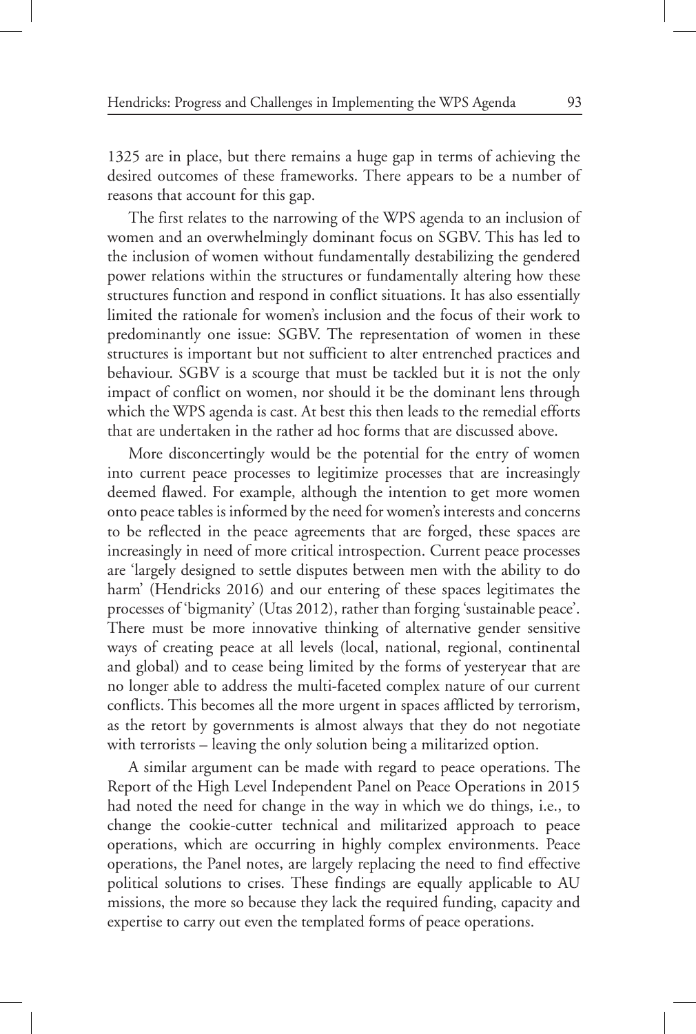1325 are in place, but there remains a huge gap in terms of achieving the desired outcomes of these frameworks. There appears to be a number of reasons that account for this gap.

The first relates to the narrowing of the WPS agenda to an inclusion of women and an overwhelmingly dominant focus on SGBV. This has led to the inclusion of women without fundamentally destabilizing the gendered power relations within the structures or fundamentally altering how these structures function and respond in conflict situations. It has also essentially limited the rationale for women's inclusion and the focus of their work to predominantly one issue: SGBV. The representation of women in these structures is important but not sufficient to alter entrenched practices and behaviour. SGBV is a scourge that must be tackled but it is not the only impact of conflict on women, nor should it be the dominant lens through which the WPS agenda is cast. At best this then leads to the remedial efforts that are undertaken in the rather ad hoc forms that are discussed above.

More disconcertingly would be the potential for the entry of women into current peace processes to legitimize processes that are increasingly deemed flawed. For example, although the intention to get more women onto peace tables is informed by the need for women's interests and concerns to be reflected in the peace agreements that are forged, these spaces are increasingly in need of more critical introspection. Current peace processes are 'largely designed to settle disputes between men with the ability to do harm' (Hendricks 2016) and our entering of these spaces legitimates the processes of 'bigmanity' (Utas 2012), rather than forging 'sustainable peace'. There must be more innovative thinking of alternative gender sensitive ways of creating peace at all levels (local, national, regional, continental and global) and to cease being limited by the forms of yesteryear that are no longer able to address the multi-faceted complex nature of our current conflicts. This becomes all the more urgent in spaces afflicted by terrorism, as the retort by governments is almost always that they do not negotiate with terrorists – leaving the only solution being a militarized option.

A similar argument can be made with regard to peace operations. The Report of the High Level Independent Panel on Peace Operations in 2015 had noted the need for change in the way in which we do things, i.e., to change the cookie-cutter technical and militarized approach to peace operations, which are occurring in highly complex environments. Peace operations, the Panel notes, are largely replacing the need to find effective political solutions to crises. These findings are equally applicable to AU missions, the more so because they lack the required funding, capacity and expertise to carry out even the templated forms of peace operations.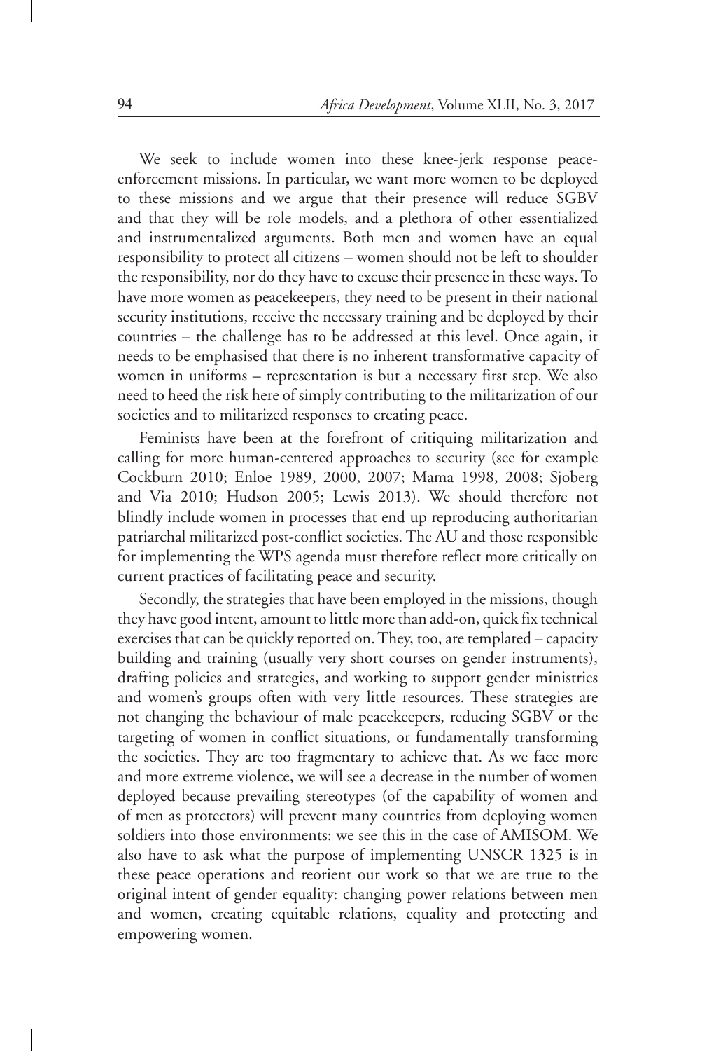We seek to include women into these knee-jerk response peace-enforcement missions. In particular, we want more women to be deployed to these missions and we argue that their presence will reduce SGBV and that they will be role models, and a plethora of other essentialized and instrumentalized arguments. Both men and women have an equal responsibility to protect all citizens – women should not be left to shoulder the responsibility, nor do they have to excuse their presence in these ways. To have more women as peacekeepers, they need to be present in their national security institutions, receive the necessary training and be deployed by their countries – the challenge has to be addressed at this level. Once again, it needs to be emphasised that there is no inherent transformative capacity of women in uniforms – representation is but a necessary first step. We also need to heed the risk here of simply contributing to the militarization of our societies and to militarized responses to creating peace.

Feminists have been at the forefront of critiquing militarization and calling for more human-centered approaches to security (see for example Cockburn 2010; Enloe 1989, 2000, 2007; Mama 1998, 2008; Sjoberg and Via 2010; Hudson 2005; Lewis 2013). We should therefore not blindly include women in processes that end up reproducing authoritarian patriarchal militarized post-conflict societies. The AU and those responsible for implementing the WPS agenda must therefore reflect more critically on current practices of facilitating peace and security.

Secondly, the strategies that have been employed in the missions, though they have good intent, amount to little more than add-on, quick fix technical exercises that can be quickly reported on. They, too, are templated – capacity building and training (usually very short courses on gender instruments), drafting policies and strategies, and working to support gender ministries and women's groups often with very little resources. These strategies are not changing the behaviour of male peacekeepers, reducing SGBV or the targeting of women in conflict situations, or fundamentally transforming the societies. They are too fragmentary to achieve that. As we face more and more extreme violence, we will see a decrease in the number of women deployed because prevailing stereotypes (of the capability of women and of men as protectors) will prevent many countries from deploying women soldiers into those environments: we see this in the case of AMISOM. We also have to ask what the purpose of implementing UNSCR 1325 is in these peace operations and reorient our work so that we are true to the original intent of gender equality: changing power relations between men and women, creating equitable relations, equality and protecting and empowering women.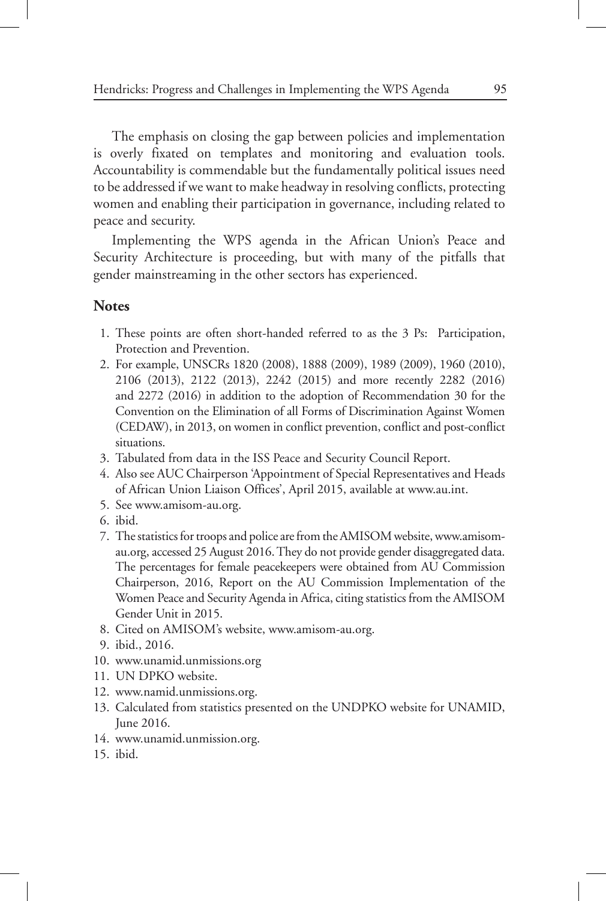The emphasis on closing the gap between policies and implementation is overly fixated on templates and monitoring and evaluation tools. Accountability is commendable but the fundamentally political issues need to be addressed if we want to make headway in resolving conflicts, protecting women and enabling their participation in governance, including related to peace and security.

Implementing the WPS agenda in the African Union's Peace and Security Architecture is proceeding, but with many of the pitfalls that gender mainstreaming in the other sectors has experienced.

## Notes

1. These points are often short-handed referred to as the 3 Ps: Participation, Protection and Prevention.
2. For example, UNSCRs 1820 (2008), 1888 (2009), 1989 (2009), 1960 (2010), 2106 (2013), 2122 (2013), 2242 (2015) and more recently 2282 (2016) and 2272 (2016) in addition to the adoption of Recommendation 30 for the Convention on the Elimination of all Forms of Discrimination Against Women (CEDAW), in 2013, on women in conflict prevention, conflict and post-conflict situations.
3. Tabulated from data in the ISS Peace and Security Council Report.
4. Also see AUC Chairperson 'Appointment of Special Representatives and Heads of African Union Liaison Offices', April 2015, available at www.au.int.
5. See www.amisom-au.org.
6. ibid.
7. The statistics for troops and police are from the AMISOM website, www.amisom-au.org, accessed 25 August 2016. They do not provide gender disaggregated data. The percentages for female peacekeepers were obtained from AU Commission Chairperson, 2016, Report on the AU Commission Implementation of the Women Peace and Security Agenda in Africa, citing statistics from the AMISOM Gender Unit in 2015.
8. Cited on AMISOM's website, www.amisom-au.org.
9. ibid., 2016.
10. www.unamid.unmissions.org
11. UN DPKO website.
12. www.namid.unmissions.org.
13. Calculated from statistics presented on the UNDPKO website for UNAMID, June 2016.
14. www.unamid.unmission.org.
15. ibid.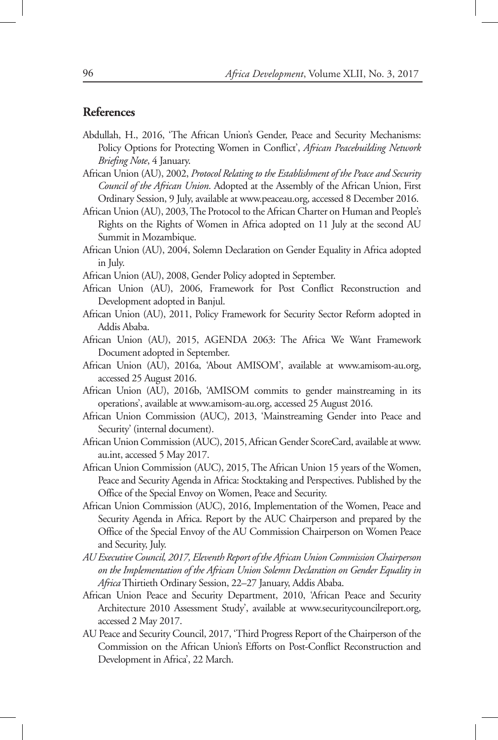## References

Abdullah, H., 2016, 'The African Union's Gender, Peace and Security Mechanisms: Policy Options for Protecting Women in Conflict', *African Peacebuilding Network Briefing Note*, 4 January.

African Union (AU), 2002, *Protocol Relating to the Establishment of the Peace and Security Council of the African Union*. Adopted at the Assembly of the African Union, First Ordinary Session, 9 July, available at www.peaceau.org, accessed 8 December 2016.

African Union (AU), 2003, The Protocol to the African Charter on Human and People's Rights on the Rights of Women in Africa adopted on 11 July at the second AU Summit in Mozambique.

African Union (AU), 2004, Solemn Declaration on Gender Equality in Africa adopted in July.

African Union (AU), 2008, Gender Policy adopted in September.

African Union (AU), 2006, Framework for Post Conflict Reconstruction and Development adopted in Banjul.

African Union (AU), 2011, Policy Framework for Security Sector Reform adopted in Addis Ababa.

African Union (AU), 2015, AGENDA 2063: The Africa We Want Framework Document adopted in September.

African Union (AU), 2016a, 'About AMISOM', available at www.amisom-au.org, accessed 25 August 2016.

African Union (AU), 2016b, 'AMISOM commits to gender mainstreaming in its operations', available at www.amisom-au.org, accessed 25 August 2016.

African Union Commission (AUC), 2013, 'Mainstreaming Gender into Peace and Security' (internal document).

African Union Commission (AUC), 2015, African Gender ScoreCard, available at www.au.int, accessed 5 May 2017.

African Union Commission (AUC), 2015, The African Union 15 years of the Women, Peace and Security Agenda in Africa: Stocktaking and Perspectives. Published by the Office of the Special Envoy on Women, Peace and Security.

African Union Commission (AUC), 2016, Implementation of the Women, Peace and Security Agenda in Africa. Report by the AUC Chairperson and prepared by the Office of the Special Envoy of the AU Commission Chairperson on Women Peace and Security, July.

*AU Executive Council, 2017, Eleventh Report of the African Union Commission Chairperson on the Implementation of the African Union Solemn Declaration on Gender Equality in Africa* Thirtieth Ordinary Session, 22–27 January, Addis Ababa.

African Union Peace and Security Department, 2010, 'African Peace and Security Architecture 2010 Assessment Study', available at www.securitycouncilreport.org, accessed 2 May 2017.

AU Peace and Security Council, 2017, 'Third Progress Report of the Chairperson of the Commission on the African Union's Efforts on Post-Conflict Reconstruction and Development in Africa', 22 March.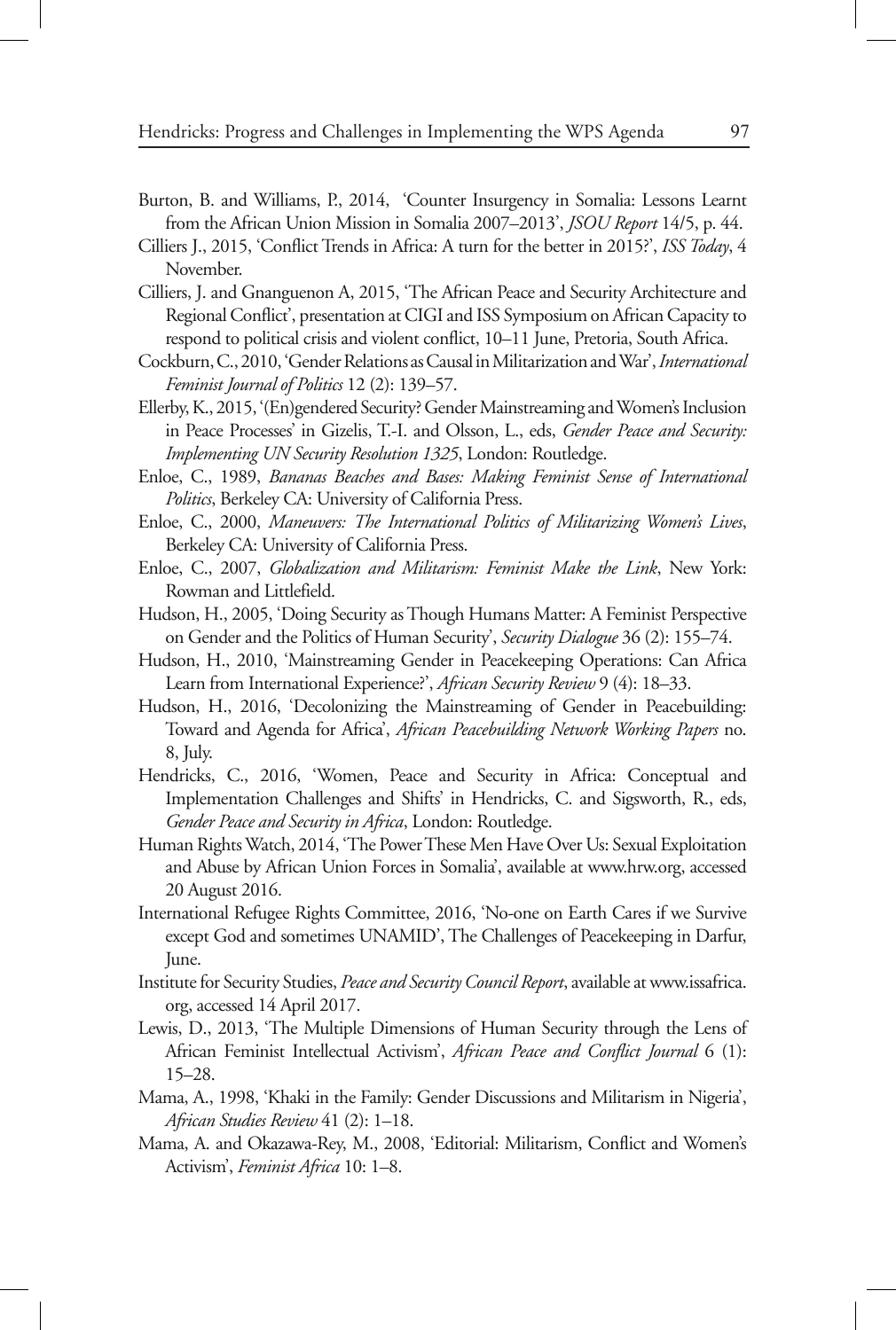Burton, B. and Williams, P., 2014, 'Counter Insurgency in Somalia: Lessons Learnt from the African Union Mission in Somalia 2007–2013', *JSOU Report* 14/5, p. 44.

Cilliers J., 2015, 'Conflict Trends in Africa: A turn for the better in 2015?', *ISS Today*, 4 November.

Cilliers, J. and Gnanguenon A, 2015, 'The African Peace and Security Architecture and Regional Conflict', presentation at CIGI and ISS Symposium on African Capacity to respond to political crisis and violent conflict, 10–11 June, Pretoria, South Africa.

Cockburn, C., 2010, 'Gender Relations as Causal in Militarization and War', *International Feminist Journal of Politics* 12 (2): 139–57.

Ellerby, K., 2015, '(En)gendered Security? Gender Mainstreaming and Women's Inclusion in Peace Processes' in Gizelis, T.-I. and Olsson, L., eds, *Gender Peace and Security: Implementing UN Security Resolution 1325*, London: Routledge.

Enloe, C., 1989, *Bananas Beaches and Bases: Making Feminist Sense of International Politics*, Berkeley CA: University of California Press.

Enloe, C., 2000, *Maneuvers: The International Politics of Militarizing Women's Lives*, Berkeley CA: University of California Press.

Enloe, C., 2007, *Globalization and Militarism: Feminist Make the Link*, New York: Rowman and Littlefield.

Hudson, H., 2005, 'Doing Security as Though Humans Matter: A Feminist Perspective on Gender and the Politics of Human Security', *Security Dialogue* 36 (2): 155–74.

Hudson, H., 2010, 'Mainstreaming Gender in Peacekeeping Operations: Can Africa Learn from International Experience?', *African Security Review* 9 (4): 18–33.

Hudson, H., 2016, 'Decolonizing the Mainstreaming of Gender in Peacebuilding: Toward and Agenda for Africa', *African Peacebuilding Network Working Papers* no. 8, July.

Hendricks, C., 2016, 'Women, Peace and Security in Africa: Conceptual and Implementation Challenges and Shifts' in Hendricks, C. and Sigsworth, R., eds, *Gender Peace and Security in Africa*, London: Routledge.

Human Rights Watch, 2014, 'The Power These Men Have Over Us: Sexual Exploitation and Abuse by African Union Forces in Somalia', available at www.hrw.org, accessed 20 August 2016.

International Refugee Rights Committee, 2016, 'No-one on Earth Cares if we Survive except God and sometimes UNAMID', The Challenges of Peacekeeping in Darfur, June.

Institute for Security Studies, *Peace and Security Council Report*, available at www.issafrica.org, accessed 14 April 2017.

Lewis, D., 2013, 'The Multiple Dimensions of Human Security through the Lens of African Feminist Intellectual Activism', *African Peace and Conflict Journal* 6 (1): 15–28.

Mama, A., 1998, 'Khaki in the Family: Gender Discussions and Militarism in Nigeria', *African Studies Review* 41 (2): 1–18.

Mama, A. and Okazawa-Rey, M., 2008, 'Editorial: Militarism, Conflict and Women's Activism', *Feminist Africa* 10: 1–8.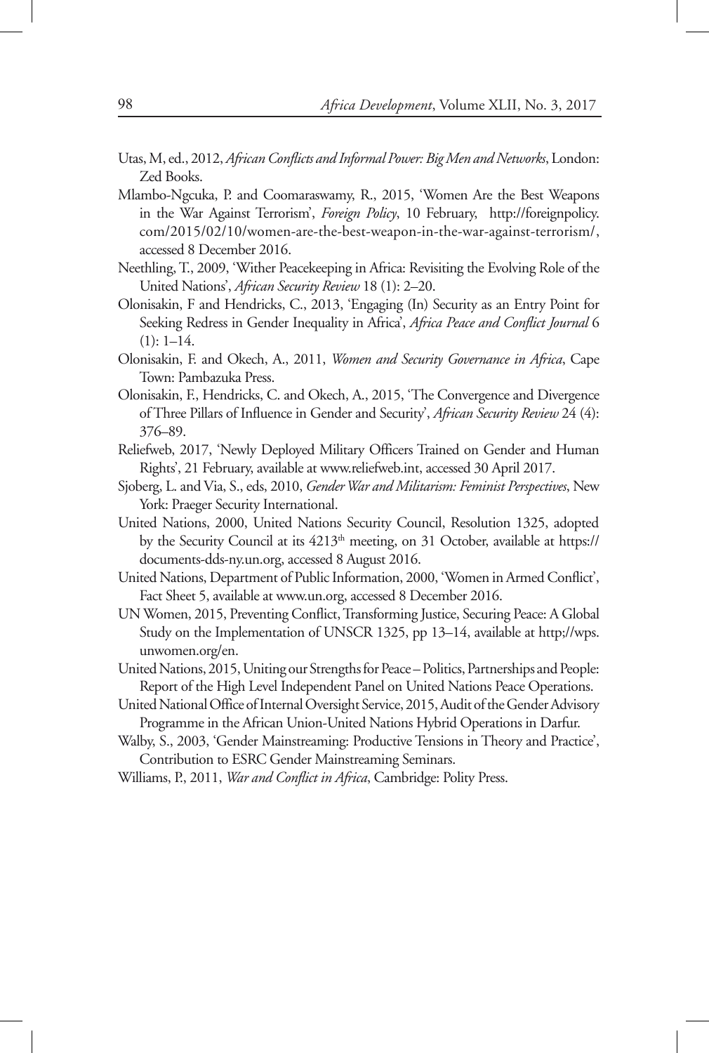Utas, M, ed., 2012, *African Conflicts and Informal Power: Big Men and Networks*, London: Zed Books.

Mlambo-Ngcuka, P. and Coomaraswamy, R., 2015, 'Women Are the Best Weapons in the War Against Terrorism', *Foreign Policy*, 10 February, http://foreignpolicy.com/2015/02/10/women-are-the-best-weapon-in-the-war-against-terrorism/, accessed 8 December 2016.

Neethling, T., 2009, 'Wither Peacekeeping in Africa: Revisiting the Evolving Role of the United Nations', *African Security Review* 18 (1): 2–20.

Olonisakin, F and Hendricks, C., 2013, 'Engaging (In) Security as an Entry Point for Seeking Redress in Gender Inequality in Africa', *Africa Peace and Conflict Journal* 6 (1): 1–14.

Olonisakin, F. and Okech, A., 2011, *Women and Security Governance in Africa*, Cape Town: Pambazuka Press.

Olonisakin, F., Hendricks, C. and Okech, A., 2015, 'The Convergence and Divergence of Three Pillars of Influence in Gender and Security', *African Security Review* 24 (4): 376–89.

Reliefweb, 2017, 'Newly Deployed Military Officers Trained on Gender and Human Rights', 21 February, available at www.reliefweb.int, accessed 30 April 2017.

Sjoberg, L. and Via, S., eds, 2010, *Gender War and Militarism: Feminist Perspectives*, New York: Praeger Security International.

United Nations, 2000, United Nations Security Council, Resolution 1325, adopted by the Security Council at its 4213th meeting, on 31 October, available at https://documents-dds-ny.un.org, accessed 8 August 2016.

United Nations, Department of Public Information, 2000, 'Women in Armed Conflict', Fact Sheet 5, available at www.un.org, accessed 8 December 2016.

UN Women, 2015, Preventing Conflict, Transforming Justice, Securing Peace: A Global Study on the Implementation of UNSCR 1325, pp 13–14, available at http;//wps.unwomen.org/en.

United Nations, 2015, Uniting our Strengths for Peace – Politics, Partnerships and People: Report of the High Level Independent Panel on United Nations Peace Operations.

United National Office of Internal Oversight Service, 2015, Audit of the Gender Advisory Programme in the African Union-United Nations Hybrid Operations in Darfur.

Walby, S., 2003, 'Gender Mainstreaming: Productive Tensions in Theory and Practice', Contribution to ESRC Gender Mainstreaming Seminars.

Williams, P., 2011, *War and Conflict in Africa*, Cambridge: Polity Press.